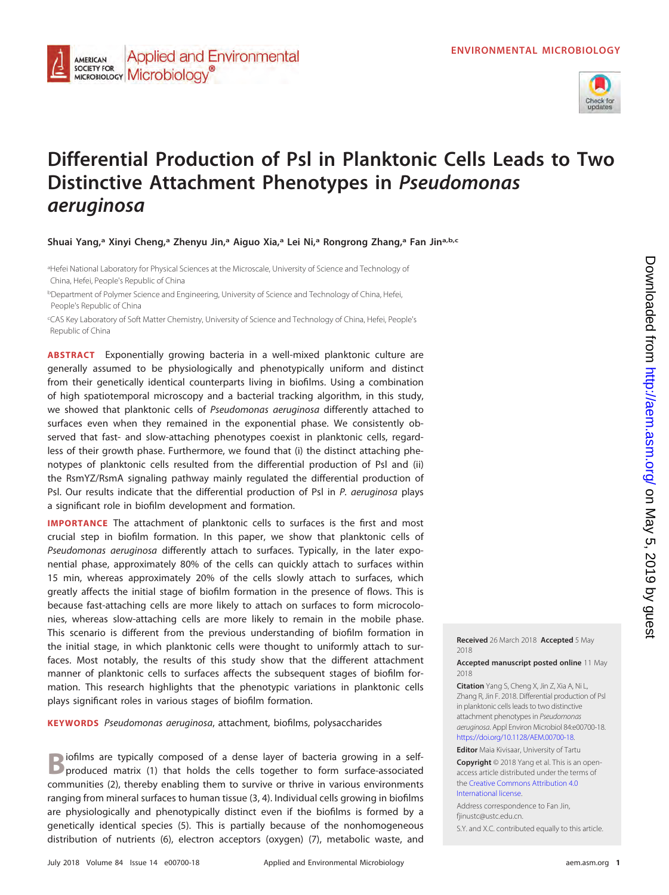# Differential Production of Psl in Planktonic Cells Leads to Two Distinctive Attachment Phenotypes in *Pseudomonas aeruginosa*

**Shuai Yang,[a] Xinyi Cheng,[a] Zhenyu Jin,[a] Aiguo Xia,[a] Lei Ni,[a] Rongrong Zhang,[a] Fan Jin[a,b,c]**

[a]Hefei National Laboratory for Physical Sciences at the Microscale, University of Science and Technology of China, Hefei, People's Republic of China

[b]Department of Polymer Science and Engineering, University of Science and Technology of China, Hefei, People's Republic of China

[c]CAS Key Laboratory of Soft Matter Chemistry, University of Science and Technology of China, Hefei, People's Republic of China

**ABSTRACT** Exponentially growing bacteria in a well-mixed planktonic culture are generally assumed to be physiologically and phenotypically uniform and distinct from their genetically identical counterparts living in biofilms. Using a combination of high spatiotemporal microscopy and a bacterial tracking algorithm, in this study, we showed that planktonic cells of *Pseudomonas aeruginosa* differently attached to surfaces even when they remained in the exponential phase. We consistently observed that fast- and slow-attaching phenotypes coexist in planktonic cells, regardless of their growth phase. Furthermore, we found that (i) the distinct attaching phenotypes of planktonic cells resulted from the differential production of Psl and (ii) the RsmYZ/RsmA signaling pathway mainly regulated the differential production of Psl. Our results indicate that the differential production of Psl in *P. aeruginosa* plays a significant role in biofilm development and formation.

**IMPORTANCE** The attachment of planktonic cells to surfaces is the first and most crucial step in biofilm formation. In this paper, we show that planktonic cells of *Pseudomonas aeruginosa* differently attach to surfaces. Typically, in the later exponential phase, approximately 80% of the cells can quickly attach to surfaces within 15 min, whereas approximately 20% of the cells slowly attach to surfaces, which greatly affects the initial stage of biofilm formation in the presence of flows. This is because fast-attaching cells are more likely to attach on surfaces to form microcolonies, whereas slow-attaching cells are more likely to remain in the mobile phase. This scenario is different from the previous understanding of biofilm formation in the initial stage, in which planktonic cells were thought to uniformly attach to surfaces. Most notably, the results of this study show that the different attachment manner of planktonic cells to surfaces affects the subsequent stages of biofilm formation. This research highlights that the phenotypic variations in planktonic cells plays significant roles in various stages of biofilm formation.

**KEYWORDS** *Pseudomonas aeruginosa*, attachment, biofilms, polysaccharides

Biofilms are typically composed of a dense layer of bacteria growing in a self-produced matrix (1) that holds the cells together to form surface-associated communities (2), thereby enabling them to survive or thrive in various environments ranging from mineral surfaces to human tissue (3, 4). Individual cells growing in biofilms are physiologically and phenotypically distinct even if the biofilms is formed by a genetically identical species (5). This is partially because of the nonhomogeneous distribution of nutrients (6), electron acceptors (oxygen) (7), metabolic waste, and

**Received** 26 March 2018 **Accepted** 5 May 2018

**Accepted manuscript posted online** 11 May 2018

**Citation** Yang S, Cheng X, Jin Z, Xia A, Ni L, Zhang R, Jin F. 2018. Differential production of Psl in planktonic cells leads to two distinctive attachment phenotypes in *Pseudomonas aeruginosa*. Appl Environ Microbiol 84:e00700-18. https://doi.org/10.1128/AEM.00700-18.

**Editor** Maia Kivisaar, University of Tartu

**Copyright** © 2018 Yang et al. This is an open-access article distributed under the terms of the Creative Commons Attribution 4.0 International license.

Address correspondence to Fan Jin, fjinustc@ustc.edu.cn.

S.Y. and X.C. contributed equally to this article.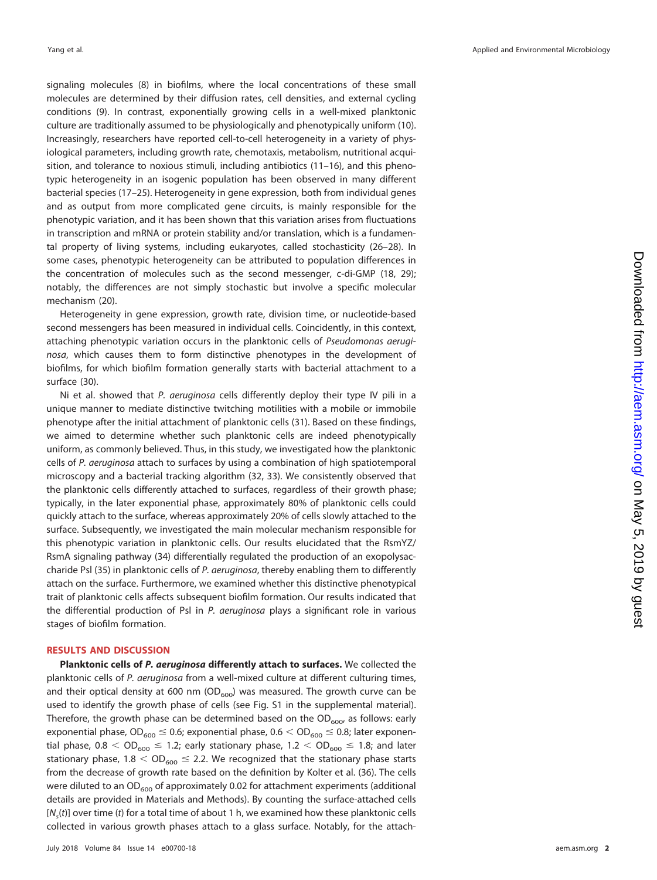signaling molecules (8) in biofilms, where the local concentrations of these small molecules are determined by their diffusion rates, cell densities, and external cycling conditions (9). In contrast, exponentially growing cells in a well-mixed planktonic culture are traditionally assumed to be physiologically and phenotypically uniform (10). Increasingly, researchers have reported cell-to-cell heterogeneity in a variety of physiological parameters, including growth rate, chemotaxis, metabolism, nutritional acquisition, and tolerance to noxious stimuli, including antibiotics (11–16), and this phenotypic heterogeneity in an isogenic population has been observed in many different bacterial species (17–25). Heterogeneity in gene expression, both from individual genes and as output from more complicated gene circuits, is mainly responsible for the phenotypic variation, and it has been shown that this variation arises from fluctuations in transcription and mRNA or protein stability and/or translation, which is a fundamental property of living systems, including eukaryotes, called stochasticity (26–28). In some cases, phenotypic heterogeneity can be attributed to population differences in the concentration of molecules such as the second messenger, c-di-GMP (18, 29); notably, the differences are not simply stochastic but involve a specific molecular mechanism (20).

Heterogeneity in gene expression, growth rate, division time, or nucleotide-based second messengers has been measured in individual cells. Coincidentally, in this context, attaching phenotypic variation occurs in the planktonic cells of *Pseudomonas aeruginosa*, which causes them to form distinctive phenotypes in the development of biofilms, for which biofilm formation generally starts with bacterial attachment to a surface (30).

Ni et al. showed that *P. aeruginosa* cells differently deploy their type IV pili in a unique manner to mediate distinctive twitching motilities with a mobile or immobile phenotype after the initial attachment of planktonic cells (31). Based on these findings, we aimed to determine whether such planktonic cells are indeed phenotypically uniform, as commonly believed. Thus, in this study, we investigated how the planktonic cells of *P. aeruginosa* attach to surfaces by using a combination of high spatiotemporal microscopy and a bacterial tracking algorithm (32, 33). We consistently observed that the planktonic cells differently attached to surfaces, regardless of their growth phase; typically, in the later exponential phase, approximately 80% of planktonic cells could quickly attach to the surface, whereas approximately 20% of cells slowly attached to the surface. Subsequently, we investigated the main molecular mechanism responsible for this phenotypic variation in planktonic cells. Our results elucidated that the RsmYZ/RsmA signaling pathway (34) differentially regulated the production of an exopolysaccharide Psl (35) in planktonic cells of *P. aeruginosa*, thereby enabling them to differently attach on the surface. Furthermore, we examined whether this distinctive phenotypical trait of planktonic cells affects subsequent biofilm formation. Our results indicated that the differential production of Psl in *P. aeruginosa* plays a significant role in various stages of biofilm formation.

## RESULTS AND DISCUSSION

**Planktonic cells of *P. aeruginosa* differently attach to surfaces.** We collected the planktonic cells of *P. aeruginosa* from a well-mixed culture at different culturing times, and their optical density at 600 nm ($OD_{600}$) was measured. The growth curve can be used to identify the growth phase of cells (see Fig. S1 in the supplemental material). Therefore, the growth phase can be determined based on the $OD_{600}$, as follows: early exponential phase, $OD_{600} \leq 0.6$; exponential phase, $0.6 < OD_{600} \leq 0.8$; later exponential phase, $0.8 < OD_{600} \leq 1.2$; early stationary phase, $1.2 < OD_{600} \leq 1.8$; and later stationary phase, $1.8 < OD_{600} \leq 2.2$. We recognized that the stationary phase starts from the decrease of growth rate based on the definition by Kolter et al. (36). The cells were diluted to an $OD_{600}$ of approximately 0.02 for attachment experiments (additional details are provided in Materials and Methods). By counting the surface-attached cells [$N_s(t)$] over time ($t$) for a total time of about 1 h, we examined how these planktonic cells collected in various growth phases attach to a glass surface. Notably, for the attach-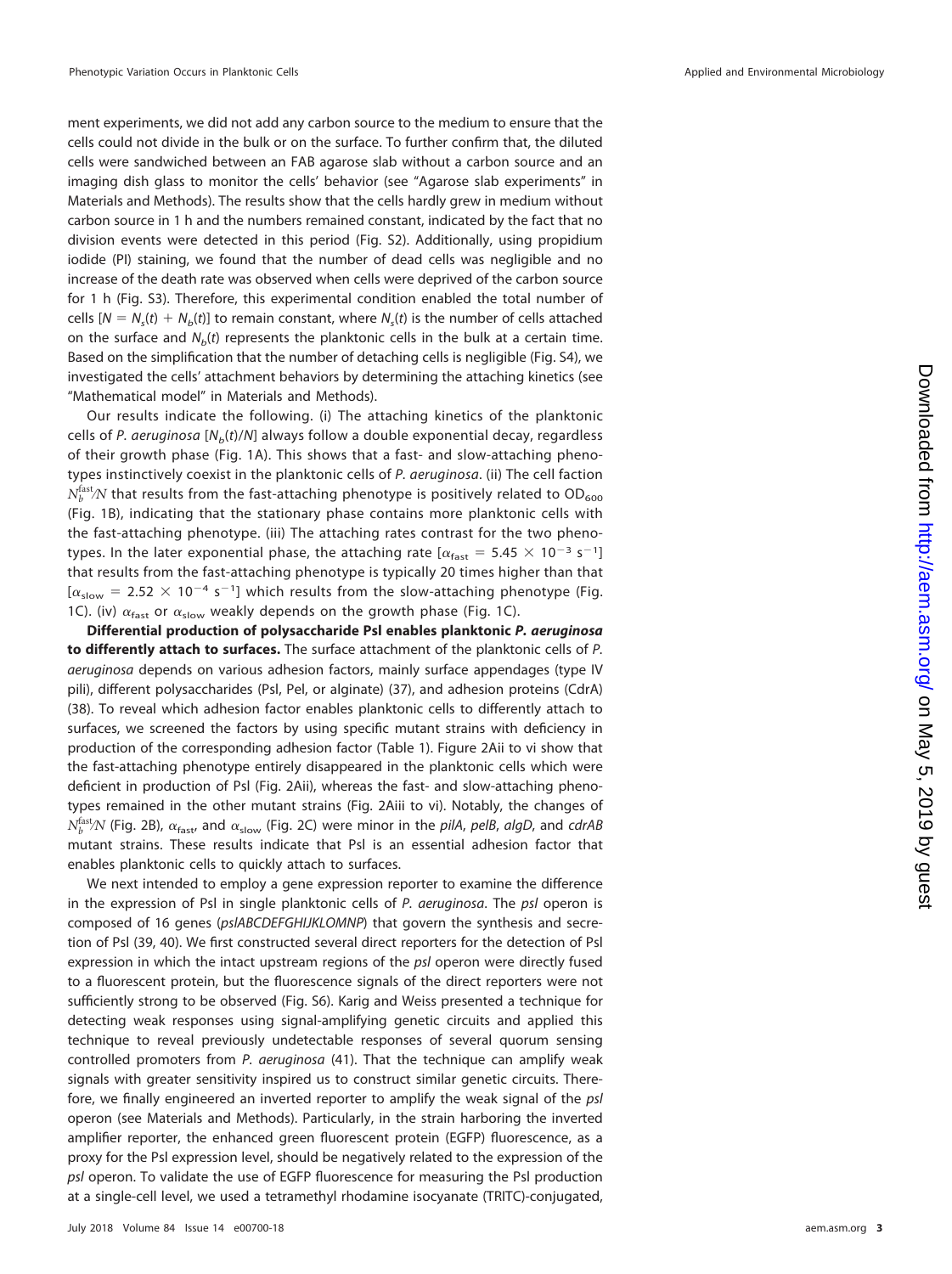ment experiments, we did not add any carbon source to the medium to ensure that the cells could not divide in the bulk or on the surface. To further confirm that, the diluted cells were sandwiched between an FAB agarose slab without a carbon source and an imaging dish glass to monitor the cells' behavior (see "Agarose slab experiments" in Materials and Methods). The results show that the cells hardly grew in medium without carbon source in 1 h and the numbers remained constant, indicated by the fact that no division events were detected in this period (Fig. S2). Additionally, using propidium iodide (PI) staining, we found that the number of dead cells was negligible and no increase of the death rate was observed when cells were deprived of the carbon source for 1 h (Fig. S3). Therefore, this experimental condition enabled the total number of cells [$N = N_s(t) + N_b(t)$] to remain constant, where $N_s(t)$ is the number of cells attached on the surface and $N_b(t)$ represents the planktonic cells in the bulk at a certain time. Based on the simplification that the number of detaching cells is negligible (Fig. S4), we investigated the cells' attachment behaviors by determining the attaching kinetics (see "Mathematical model" in Materials and Methods).

Our results indicate the following. (i) The attaching kinetics of the planktonic cells of *P. aeruginosa* [$N_b(t)/N$] always follow a double exponential decay, regardless of their growth phase (Fig. 1A). This shows that a fast- and slow-attaching phenotypes instinctively coexist in the planktonic cells of *P. aeruginosa*. (ii) The cell faction $N_b^{\text{fast}}/N$ that results from the fast-attaching phenotype is positively related to $OD_{600}$ (Fig. 1B), indicating that the stationary phase contains more planktonic cells with the fast-attaching phenotype. (iii) The attaching rates contrast for the two phenotypes. In the later exponential phase, the attaching rate [$\alpha_{\text{fast}} = 5.45 \times 10^{-3}\ \text{s}^{-1}$] that results from the fast-attaching phenotype is typically 20 times higher than that [$\alpha_{\text{slow}} = 2.52 \times 10^{-4}\ \text{s}^{-1}$] which results from the slow-attaching phenotype (Fig. 1C). (iv) $\alpha_{\text{fast}}$ or $\alpha_{\text{slow}}$ weakly depends on the growth phase (Fig. 1C).

**Differential production of polysaccharide Psl enables planktonic *P. aeruginosa* to differently attach to surfaces.** The surface attachment of the planktonic cells of *P. aeruginosa* depends on various adhesion factors, mainly surface appendages (type IV pili), different polysaccharides (Psl, Pel, or alginate) (37), and adhesion proteins (CdrA) (38). To reveal which adhesion factor enables planktonic cells to differently attach to surfaces, we screened the factors by using specific mutant strains with deficiency in production of the corresponding adhesion factor (Table 1). Figure 2Aii to vi show that the fast-attaching phenotype entirely disappeared in the planktonic cells which were deficient in production of Psl (Fig. 2Aii), whereas the fast- and slow-attaching phenotypes remained in the other mutant strains (Fig. 2Aiii to vi). Notably, the changes of $N_b^{\text{fast}}/N$ (Fig. 2B), $\alpha_{\text{fast}}$, and $\alpha_{\text{slow}}$ (Fig. 2C) were minor in the *pilA*, *pelB*, *algD*, and *cdrAB* mutant strains. These results indicate that Psl is an essential adhesion factor that enables planktonic cells to quickly attach to surfaces.

We next intended to employ a gene expression reporter to examine the difference in the expression of Psl in single planktonic cells of *P. aeruginosa*. The *psl* operon is composed of 16 genes (*pslABCDEFGHIJKLOMNP*) that govern the synthesis and secretion of Psl (39, 40). We first constructed several direct reporters for the detection of Psl expression in which the intact upstream regions of the *psl* operon were directly fused to a fluorescent protein, but the fluorescence signals of the direct reporters were not sufficiently strong to be observed (Fig. S6). Karig and Weiss presented a technique for detecting weak responses using signal-amplifying genetic circuits and applied this technique to reveal previously undetectable responses of several quorum sensing controlled promoters from *P. aeruginosa* (41). That the technique can amplify weak signals with greater sensitivity inspired us to construct similar genetic circuits. Therefore, we finally engineered an inverted reporter to amplify the weak signal of the *psl* operon (see Materials and Methods). Particularly, in the strain harboring the inverted amplifier reporter, the enhanced green fluorescent protein (EGFP) fluorescence, as a proxy for the Psl expression level, should be negatively related to the expression of the *psl* operon. To validate the use of EGFP fluorescence for measuring the Psl production at a single-cell level, we used a tetramethyl rhodamine isocyanate (TRITC)-conjugated,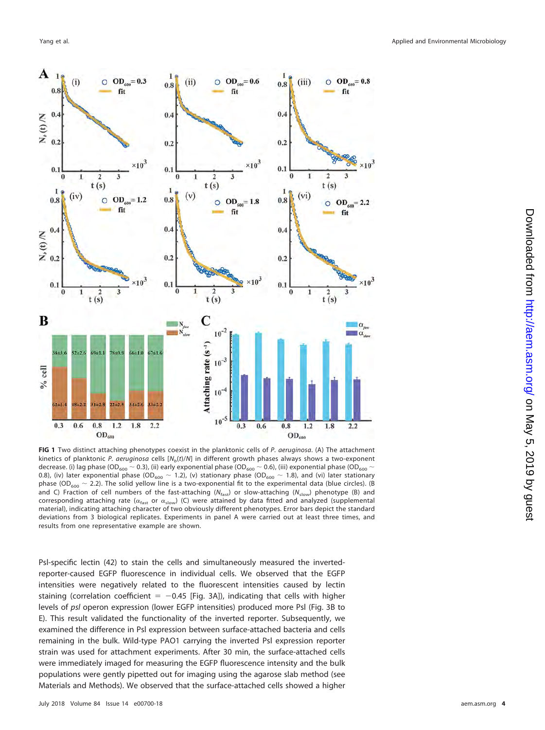**FIG 1** Two distinct attaching phenotypes coexist in the planktonic cells of *P. aeruginosa*. (A) The attachment kinetics of planktonic *P. aeruginosa* cells [$N_b(t)/N$] in different growth phases always shows a two-exponent decrease. (i) lag phase ($OD_{600}$ ~ 0.3), (ii) early exponential phase ($OD_{600}$ ~ 0.6), (iii) exponential phase ($OD_{600}$ ~ 0.8), (iv) later exponential phase ($OD_{600}$ ~ 1.2), (v) stationary phase ($OD_{600}$ ~ 1.8), and (vi) later stationary phase ($OD_{600}$ ~ 2.2). The solid yellow line is a two-exponential fit to the experimental data (blue circles). (B and C) Fraction of cell numbers of the fast-attaching ($N_{fast}$) or slow-attaching ($N_{slow}$) phenotype (B) and corresponding attaching rate ($\alpha_{fast}$ or $\alpha_{slow}$) (C) were attained by data fitted and analyzed (supplemental material), indicating attaching character of two obviously different phenotypes. Error bars depict the standard deviations from 3 biological replicates. Experiments in panel A were carried out at least three times, and results from one representative example are shown.

Psl-specific lectin (42) to stain the cells and simultaneously measured the inverted-reporter-caused EGFP fluorescence in individual cells. We observed that the EGFP intensities were negatively related to the fluorescent intensities caused by lectin staining (correlation coefficient = −0.45 [Fig. 3A]), indicating that cells with higher levels of *psl* operon expression (lower EGFP intensities) produced more Psl (Fig. 3B to E). This result validated the functionality of the inverted reporter. Subsequently, we examined the difference in Psl expression between surface-attached bacteria and cells remaining in the bulk. Wild-type PAO1 carrying the inverted Psl expression reporter strain was used for attachment experiments. After 30 min, the surface-attached cells were immediately imaged for measuring the EGFP fluorescence intensity and the bulk populations were gently pipetted out for imaging using the agarose slab method (see Materials and Methods). We observed that the surface-attached cells showed a higher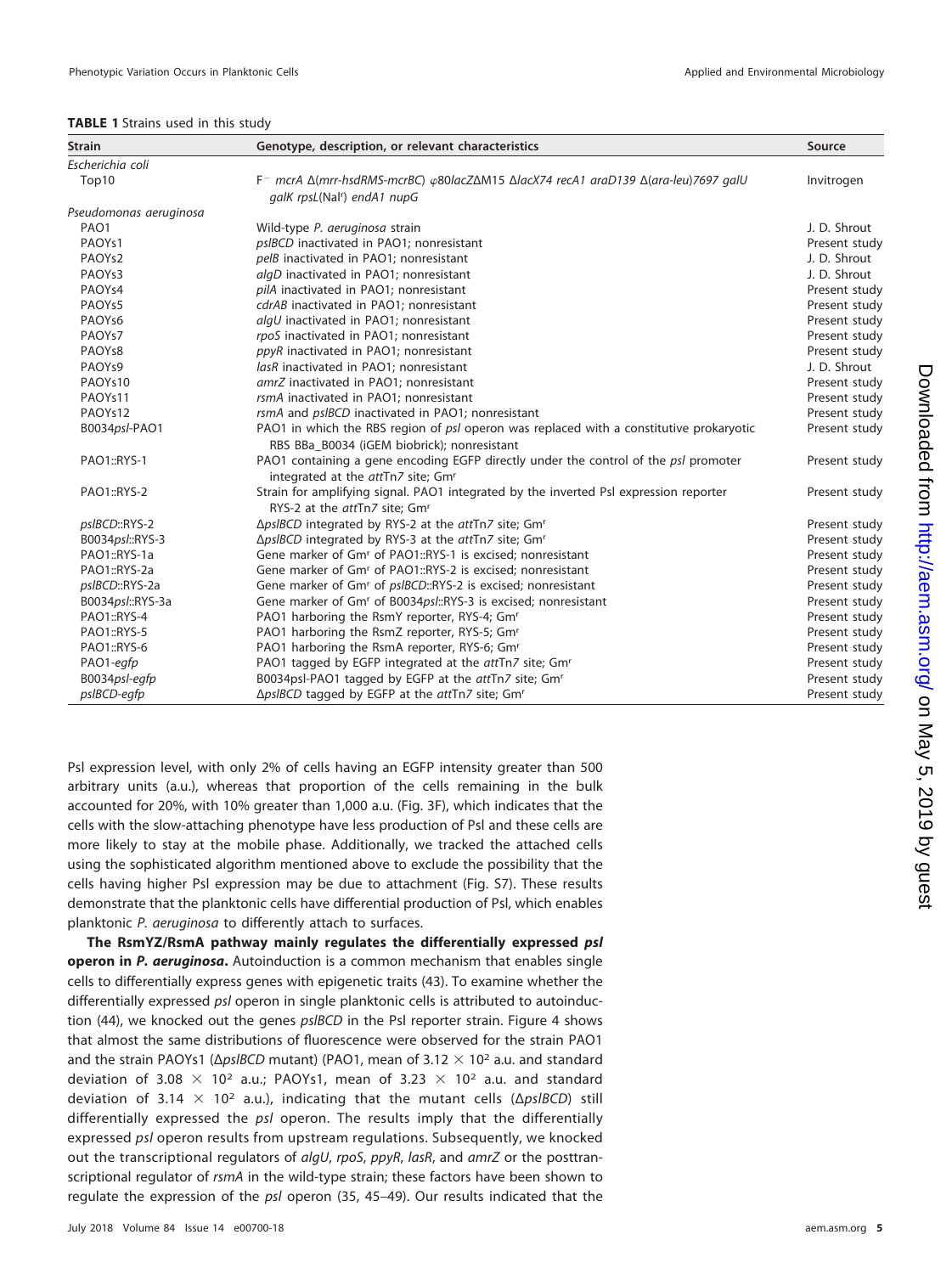**TABLE 1** Strains used in this study

| Strain | Genotype, description, or relevant characteristics | Source |
|---|---|---|
| *Escherichia coli* | | |
| Top10 | F⁻ *mcrA* Δ(*mrr-hsdRMS-mcrBC*) φ80*lacZ*ΔM15 Δ*lacX74 recA1 araD139* Δ(*ara-leu*)*7697 galU galK rpsL*(Nal$^r$) *endA1 nupG* | Invitrogen |
| *Pseudomonas aeruginosa* | | |
| PAO1 | Wild-type *P. aeruginosa* strain | J. D. Shrout |
| PAOYs1 | *pslBCD* inactivated in PAO1; nonresistant | Present study |
| PAOYs2 | *pelB* inactivated in PAO1; nonresistant | J. D. Shrout |
| PAOYs3 | *algD* inactivated in PAO1; nonresistant | J. D. Shrout |
| PAOYs4 | *pilA* inactivated in PAO1; nonresistant | Present study |
| PAOYs5 | *cdrAB* inactivated in PAO1; nonresistant | Present study |
| PAOYs6 | *algU* inactivated in PAO1; nonresistant | Present study |
| PAOYs7 | *rpoS* inactivated in PAO1; nonresistant | Present study |
| PAOYs8 | *ppyR* inactivated in PAO1; nonresistant | Present study |
| PAOYs9 | *lasR* inactivated in PAO1; nonresistant | J. D. Shrout |
| PAOYs10 | *amrZ* inactivated in PAO1; nonresistant | Present study |
| PAOYs11 | *rsmA* inactivated in PAO1; nonresistant | Present study |
| PAOYs12 | *rsmA* and *pslBCD* inactivated in PAO1; nonresistant | Present study |
| B0034*psl*-PAO1 | PAO1 in which the RBS region of *psl* operon was replaced with a constitutive prokaryotic RBS BBa_B0034 (iGEM biobrick); nonresistant | Present study |
| PAO1::RYS-1 | PAO1 containing a gene encoding EGFP directly under the control of the *psl* promoter integrated at the *att*Tn*7* site; Gm$^r$ | Present study |
| PAO1::RYS-2 | Strain for amplifying signal. PAO1 integrated by the inverted Psl expression reporter RYS-2 at the *att*Tn*7* site; Gm$^r$ | Present study |
| *pslBCD*::RYS-2 | Δ*pslBCD* integrated by RYS-2 at the *att*Tn*7* site; Gm$^r$ | Present study |
| B0034*psl*::RYS-3 | Δ*pslBCD* integrated by RYS-3 at the *att*Tn*7* site; Gm$^r$ | Present study |
| PAO1::RYS-1a | Gene marker of Gm$^r$ of PAO1::RYS-1 is excised; nonresistant | Present study |
| PAO1::RYS-2a | Gene marker of Gm$^r$ of PAO1::RYS-2 is excised; nonresistant | Present study |
| *pslBCD*::RYS-2a | Gene marker of Gm$^r$ of *pslBCD*::RYS-2 is excised; nonresistant | Present study |
| B0034*psl*::RYS-3a | Gene marker of Gm$^r$ of B0034*psl*::RYS-3 is excised; nonresistant | Present study |
| PAO1::RYS-4 | PAO1 harboring the RsmY reporter, RYS-4; Gm$^r$ | Present study |
| PAO1::RYS-5 | PAO1 harboring the RsmZ reporter, RYS-5; Gm$^r$ | Present study |
| PAO1::RYS-6 | PAO1 harboring the RsmA reporter, RYS-6; Gm$^r$ | Present study |
| PAO1-*egfp* | PAO1 tagged by EGFP integrated at the *att*Tn*7* site; Gm$^r$ | Present study |
| B0034*psl-egfp* | B0034psl-PAO1 tagged by EGFP at the *att*Tn*7* site; Gm$^r$ | Present study |
| *pslBCD-egfp* | Δ*pslBCD* tagged by EGFP at the *att*Tn*7* site; Gm$^r$ | Present study |

Psl expression level, with only 2% of cells having an EGFP intensity greater than 500 arbitrary units (a.u.), whereas that proportion of the cells remaining in the bulk accounted for 20%, with 10% greater than 1,000 a.u. (Fig. 3F), which indicates that the cells with the slow-attaching phenotype have less production of Psl and these cells are more likely to stay at the mobile phase. Additionally, we tracked the attached cells using the sophisticated algorithm mentioned above to exclude the possibility that the cells having higher Psl expression may be due to attachment (Fig. S7). These results demonstrate that the planktonic cells have differential production of Psl, which enables planktonic *P. aeruginosa* to differently attach to surfaces.

**The RsmYZ/RsmA pathway mainly regulates the differentially expressed *psl* operon in *P. aeruginosa*.** Autoinduction is a common mechanism that enables single cells to differentially express genes with epigenetic traits (43). To examine whether the differentially expressed *psl* operon in single planktonic cells is attributed to autoinduction (44), we knocked out the genes *pslBCD* in the Psl reporter strain. Figure 4 shows that almost the same distributions of fluorescence were observed for the strain PAO1 and the strain PAOYs1 (Δ*pslBCD* mutant) (PAO1, mean of $3.12 \times 10^2$ a.u. and standard deviation of $3.08 \times 10^2$ a.u.; PAOYs1, mean of $3.23 \times 10^2$ a.u. and standard deviation of $3.14 \times 10^2$ a.u.), indicating that the mutant cells (Δ*pslBCD*) still differentially expressed the *psl* operon. The results imply that the differentially expressed *psl* operon results from upstream regulations. Subsequently, we knocked out the transcriptional regulators of *algU*, *rpoS*, *ppyR*, *lasR*, and *amrZ* or the posttranscriptional regulator of *rsmA* in the wild-type strain; these factors have been shown to regulate the expression of the *psl* operon (35, 45–49). Our results indicated that the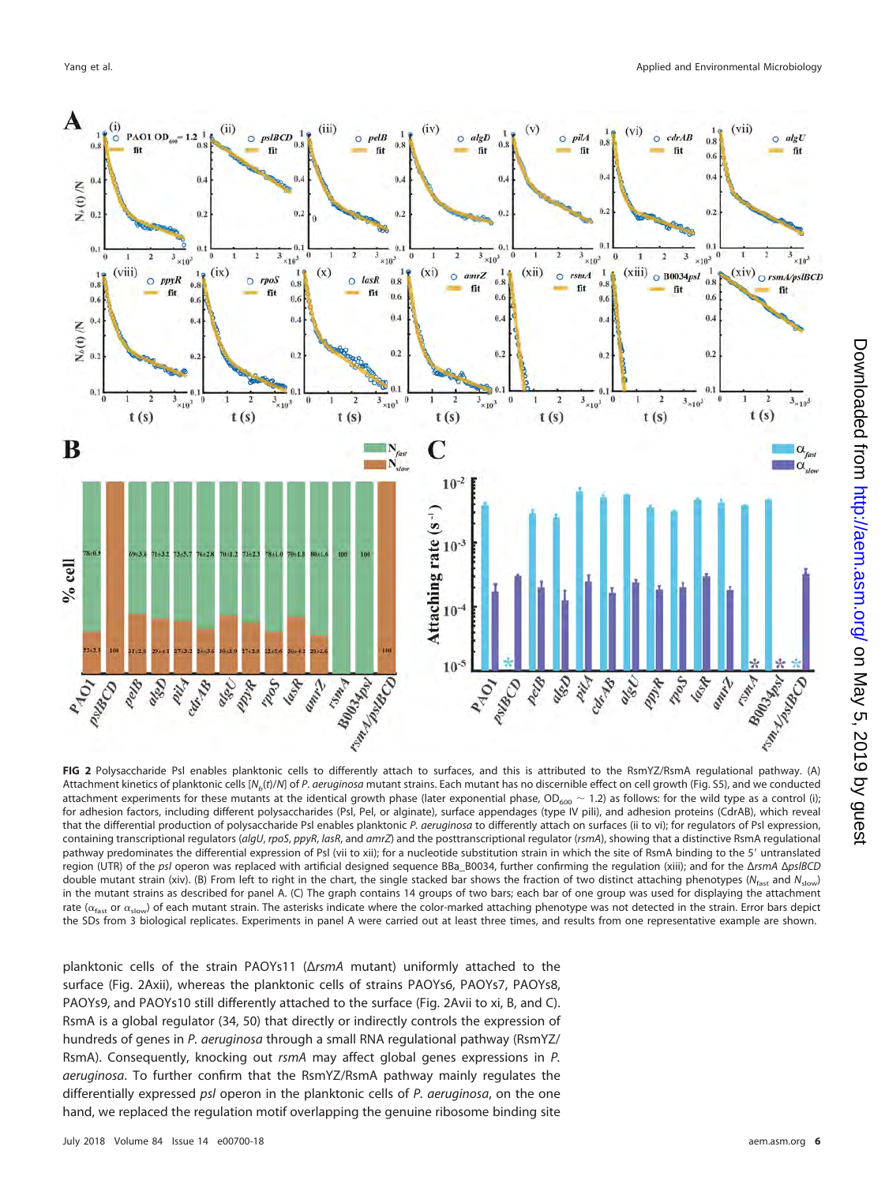**FIG 2** Polysaccharide Psl enables planktonic cells to differently attach to surfaces, and this is attributed to the RsmYZ/RsmA regulational pathway. (A) Attachment kinetics of planktonic cells [$N_b(t)/N$] of *P. aeruginosa* mutant strains. Each mutant has no discernible effect on cell growth (Fig. S5), and we conducted attachment experiments for these mutants at the identical growth phase (later exponential phase, $OD_{600} \sim 1.2$) as follows: for the wild type as a control (i); for adhesion factors, including different polysaccharides (Psl, Pel, or alginate), surface appendages (type IV pili), and adhesion proteins (CdrAB), which reveal that the differential production of polysaccharide Psl enables planktonic *P. aeruginosa* to differently attach on surfaces (ii to vi); for regulators of Psl expression, containing transcriptional regulators (*algU*, *rpoS*, *ppyR*, *lasR*, and *amrZ*) and the posttranscriptional regulator (*rsmA*), showing that a distinctive RsmA regulational pathway predominates the differential expression of Psl (vii to xii); for a nucleotide substitution strain in which the site of RsmA binding to the 5′ untranslated region (UTR) of the *psl* operon was replaced with artificial designed sequence BBa_B0034, further confirming the regulation (xiii); and for the Δ*rsmA* Δ*pslBCD* double mutant strain (xiv). (B) From left to right in the chart, the single stacked bar shows the fraction of two distinct attaching phenotypes ($N_{fast}$ and $N_{slow}$) in the mutant strains as described for panel A. (C) The graph contains 14 groups of two bars; each bar of one group was used for displaying the attachment rate ($\alpha_{fast}$ or $\alpha_{slow}$) of each mutant strain. The asterisks indicate where the color-marked attaching phenotype was not detected in the strain. Error bars depict the SDs from 3 biological replicates. Experiments in panel A were carried out at least three times, and results from one representative example are shown.

planktonic cells of the strain PAOYs11 (Δ*rsmA* mutant) uniformly attached to the surface (Fig. 2Axii), whereas the planktonic cells of strains PAOYs6, PAOYs7, PAOYs8, PAOYs9, and PAOYs10 still differently attached to the surface (Fig. 2Avii to xi, B, and C). RsmA is a global regulator (34, 50) that directly or indirectly controls the expression of hundreds of genes in *P. aeruginosa* through a small RNA regulational pathway (RsmYZ/RsmA). Consequently, knocking out *rsmA* may affect global genes expressions in *P. aeruginosa*. To further confirm that the RsmYZ/RsmA pathway mainly regulates the differentially expressed *psl* operon in the planktonic cells of *P. aeruginosa*, on the one hand, we replaced the regulation motif overlapping the genuine ribosome binding site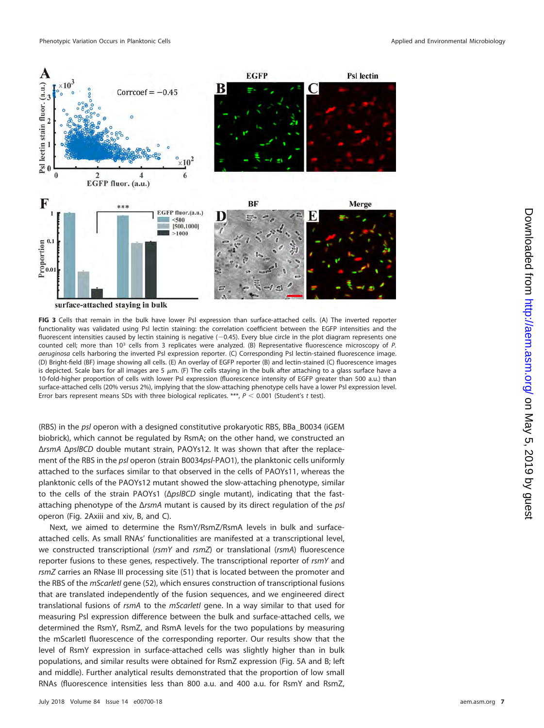**FIG 3** Cells that remain in the bulk have lower Psl expression than surface-attached cells. (A) The inverted reporter functionality was validated using Psl lectin staining: the correlation coefficient between the EGFP intensities and the fluorescent intensities caused by lectin staining is negative (−0.45). Every blue circle in the plot diagram represents one counted cell; more than $10^3$ cells from 3 replicates were analyzed. (B) Representative fluorescence microscopy of *P. aeruginosa* cells harboring the inverted Psl expression reporter. (C) Corresponding Psl lectin-stained fluorescence image. (D) Bright-field (BF) image showing all cells. (E) An overlay of EGFP reporter (B) and lectin-stained (C) fluorescence images is depicted. Scale bars for all images are 5 $\mu$m. (F) The cells staying in the bulk after attaching to a glass surface have a 10-fold-higher proportion of cells with lower Psl expression (fluorescence intensity of EGFP greater than 500 a.u.) than surface-attached cells (20% versus 2%), implying that the slow-attaching phenotype cells have a lower Psl expression level. Error bars represent means SDs with three biological replicates. ***, $P < 0.001$ (Student's *t* test).

(RBS) in the *psl* operon with a designed constitutive prokaryotic RBS, BBa_B0034 (iGEM biobrick), which cannot be regulated by RsmA; on the other hand, we constructed an Δ*rsmA* Δ*pslBCD* double mutant strain, PAOYs12. It was shown that after the replacement of the RBS in the *psl* operon (strain B0034*psl*-PAO1), the planktonic cells uniformly attached to the surfaces similar to that observed in the cells of PAOYs11, whereas the planktonic cells of the PAOYs12 mutant showed the slow-attaching phenotype, similar to the cells of the strain PAOYs1 (Δ*pslBCD* single mutant), indicating that the fast-attaching phenotype of the Δ*rsmA* mutant is caused by its direct regulation of the *psl* operon (Fig. 2Axiii and xiv, B, and C).

Next, we aimed to determine the RsmY/RsmZ/RsmA levels in bulk and surface-attached cells. As small RNAs' functionalities are manifested at a transcriptional level, we constructed transcriptional (*rsmY* and *rsmZ*) or translational (*rsmA*) fluorescence reporter fusions to these genes, respectively. The transcriptional reporter of *rsmY* and *rsmZ* carries an RNase III processing site (51) that is located between the promoter and the RBS of the *mScarletI* gene (52), which ensures construction of transcriptional fusions that are translated independently of the fusion sequences, and we engineered direct translational fusions of *rsmA* to the *mScarletI* gene. In a way similar to that used for measuring Psl expression difference between the bulk and surface-attached cells, we determined the RsmY, RsmZ, and RsmA levels for the two populations by measuring the mScarletI fluorescence of the corresponding reporter. Our results show that the level of RsmY expression in surface-attached cells was slightly higher than in bulk populations, and similar results were obtained for RsmZ expression (Fig. 5A and B; left and middle). Further analytical results demonstrated that the proportion of low small RNAs (fluorescence intensities less than 800 a.u. and 400 a.u. for RsmY and RsmZ,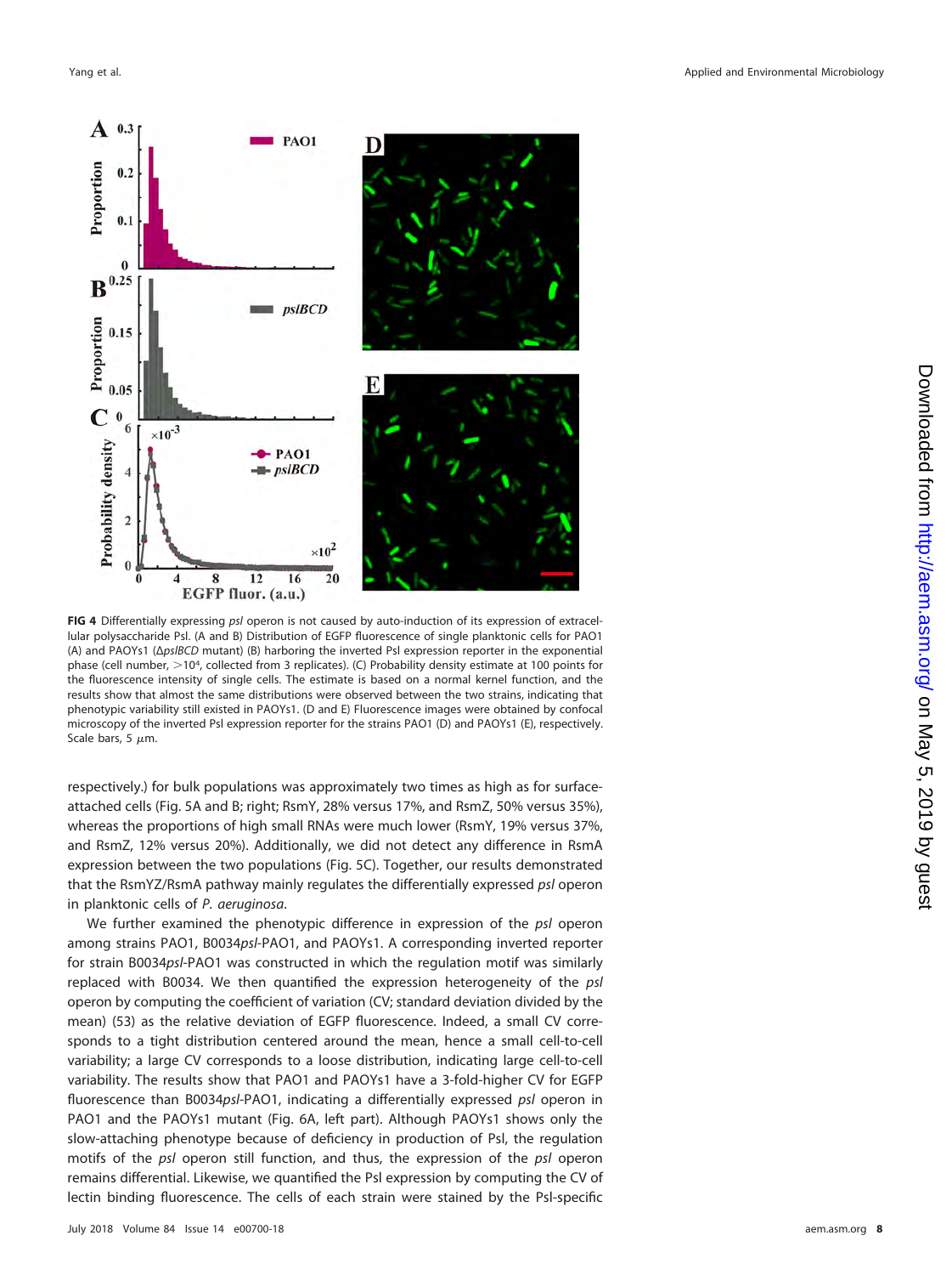**FIG 4** Differentially expressing *psl* operon is not caused by auto-induction of its expression of extracellular polysaccharide Psl. (A and B) Distribution of EGFP fluorescence of single planktonic cells for PAO1 (A) and PAOYs1 (Δ*pslBCD* mutant) (B) harboring the inverted Psl expression reporter in the exponential phase (cell number, >10⁴, collected from 3 replicates). (C) Probability density estimate at 100 points for the fluorescence intensity of single cells. The estimate is based on a normal kernel function, and the results show that almost the same distributions were observed between the two strains, indicating that phenotypic variability still existed in PAOYs1. (D and E) Fluorescence images were obtained by confocal microscopy of the inverted Psl expression reporter for the strains PAO1 (D) and PAOYs1 (E), respectively. Scale bars, 5 μm.

respectively.) for bulk populations was approximately two times as high as for surface-attached cells (Fig. 5A and B; right; RsmY, 28% versus 17%, and RsmZ, 50% versus 35%), whereas the proportions of high small RNAs were much lower (RsmY, 19% versus 37%, and RsmZ, 12% versus 20%). Additionally, we did not detect any difference in RsmA expression between the two populations (Fig. 5C). Together, our results demonstrated that the RsmYZ/RsmA pathway mainly regulates the differentially expressed *psl* operon in planktonic cells of *P. aeruginosa*.

We further examined the phenotypic difference in expression of the *psl* operon among strains PAO1, B0034*psl*-PAO1, and PAOYs1. A corresponding inverted reporter for strain B0034*psl*-PAO1 was constructed in which the regulation motif was similarly replaced with B0034. We then quantified the expression heterogeneity of the *psl* operon by computing the coefficient of variation (CV; standard deviation divided by the mean) (53) as the relative deviation of EGFP fluorescence. Indeed, a small CV corresponds to a tight distribution centered around the mean, hence a small cell-to-cell variability; a large CV corresponds to a loose distribution, indicating large cell-to-cell variability. The results show that PAO1 and PAOYs1 have a 3-fold-higher CV for EGFP fluorescence than B0034*psl*-PAO1, indicating a differentially expressed *psl* operon in PAO1 and the PAOYs1 mutant (Fig. 6A, left part). Although PAOYs1 shows only the slow-attaching phenotype because of deficiency in production of Psl, the regulation motifs of the *psl* operon still function, and thus, the expression of the *psl* operon remains differential. Likewise, we quantified the Psl expression by computing the CV of lectin binding fluorescence. The cells of each strain were stained by the Psl-specific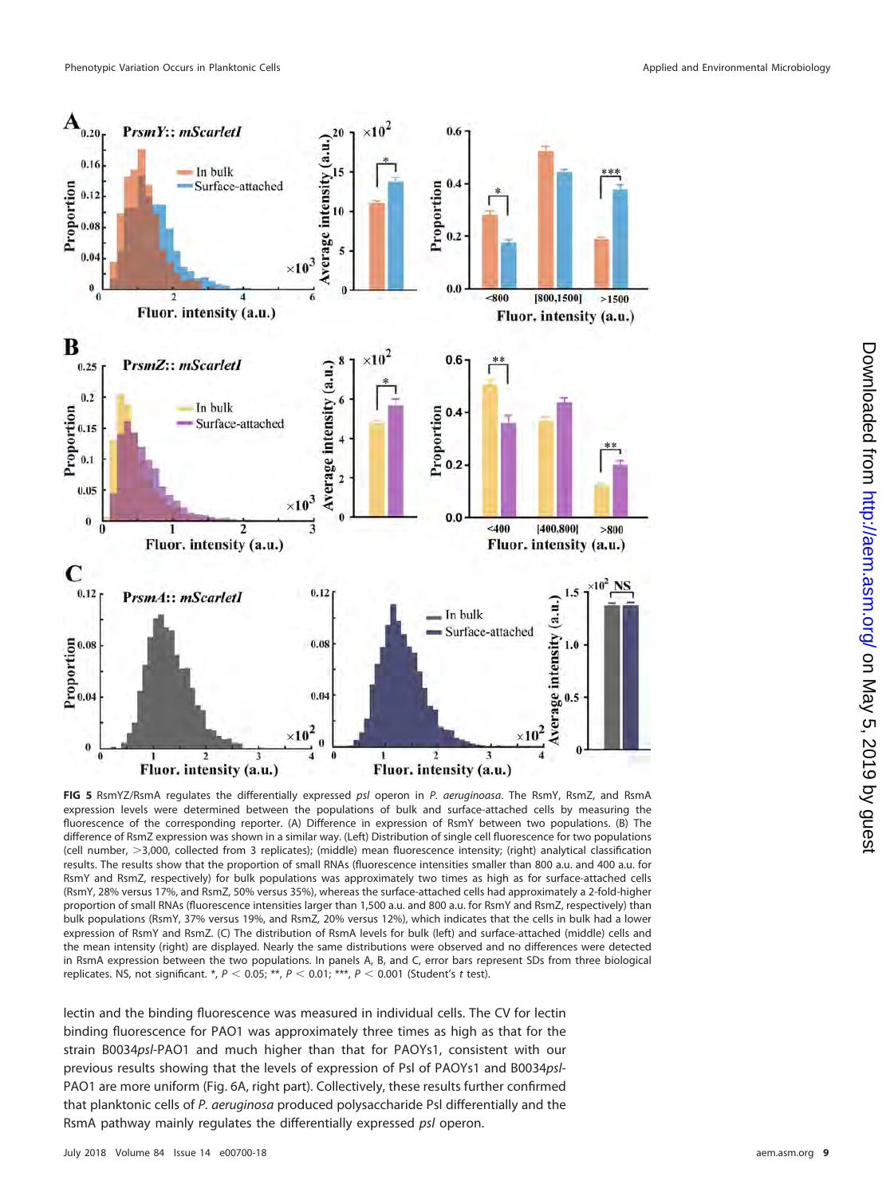**FIG 5** RsmYZ/RsmA regulates the differentially expressed *psl* operon in *P. aeruginoasa*. The RsmY, RsmZ, and RsmA expression levels were determined between the populations of bulk and surface-attached cells by measuring the fluorescence of the corresponding reporter. (A) Difference in expression of RsmY between two populations. (B) The difference of RsmZ expression was shown in a similar way. (Left) Distribution of single cell fluorescence for two populations (cell number, >3,000, collected from 3 replicates); (middle) mean fluorescence intensity; (right) analytical classification results. The results show that the proportion of small RNAs (fluorescence intensities smaller than 800 a.u. and 400 a.u. for RsmY and RsmZ, respectively) for bulk populations was approximately two times as high as for surface-attached cells (RsmY, 28% versus 17%, and RsmZ, 50% versus 35%), whereas the surface-attached cells had approximately a 2-fold-higher proportion of small RNAs (fluorescence intensities larger than 1,500 a.u. and 800 a.u. for RsmY and RsmZ, respectively) than bulk populations (RsmY, 37% versus 19%, and RsmZ, 20% versus 12%), which indicates that the cells in bulk had a lower expression of RsmY and RsmZ. (C) The distribution of RsmA levels for bulk (left) and surface-attached (middle) cells and the mean intensity (right) are displayed. Nearly the same distributions were observed and no differences were detected in RsmA expression between the two populations. In panels A, B, and C, error bars represent SDs from three biological replicates. NS, not significant. *, $P < 0.05$; **, $P < 0.01$; ***, $P < 0.001$ (Student's *t* test).

lectin and the binding fluorescence was measured in individual cells. The CV for lectin binding fluorescence for PAO1 was approximately three times as high as that for the strain B0034*psl*-PAO1 and much higher than that for PAOYs1, consistent with our previous results showing that the levels of expression of Psl of PAOYs1 and B0034*psl*-PAO1 are more uniform (Fig. 6A, right part). Collectively, these results further confirmed that planktonic cells of *P. aeruginosa* produced polysaccharide Psl differentially and the RsmA pathway mainly regulates the differentially expressed *psl* operon.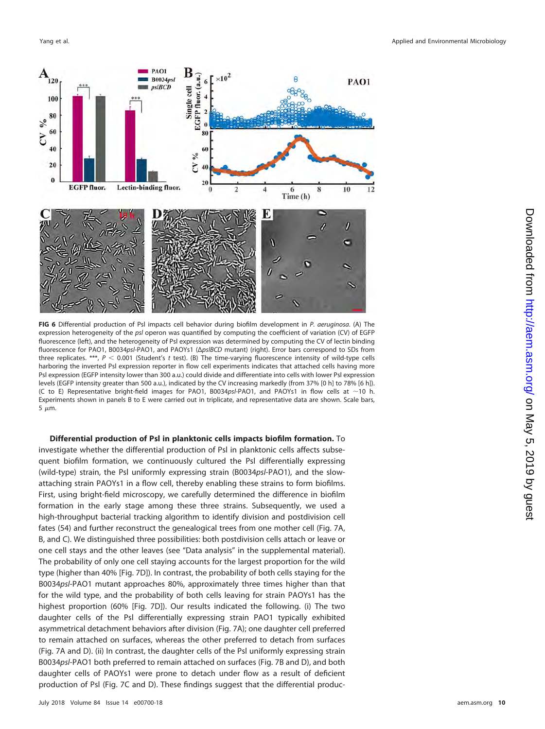**FIG 6** Differential production of Psl impacts cell behavior during biofilm development in *P. aeruginosa*. (A) The expression heterogeneity of the *psl* operon was quantified by computing the coefficient of variation (CV) of EGFP fluorescence (left), and the heterogeneity of Psl expression was determined by computing the CV of lectin binding fluorescence for PAO1, B0034*psl*-PAO1, and PAOYs1 (Δ*pslBCD* mutant) (right). Error bars correspond to SDs from three replicates. ***, $P < 0.001$ (Student's *t* test). (B) The time-varying fluorescence intensity of wild-type cells harboring the inverted Psl expression reporter in flow cell experiments indicates that attached cells having more Psl expression (EGFP intensity lower than 300 a.u.) could divide and differentiate into cells with lower Psl expression levels (EGFP intensity greater than 500 a.u.), indicated by the CV increasing markedly (from 37% [0 h] to 78% [6 h]). (C to E) Representative bright-field images for PAO1, B0034*psl*-PAO1, and PAOYs1 in flow cells at ~10 h. Experiments shown in panels B to E were carried out in triplicate, and representative data are shown. Scale bars, 5 μm.

**Differential production of Psl in planktonic cells impacts biofilm formation.** To investigate whether the differential production of Psl in planktonic cells affects subsequent biofilm formation, we continuously cultured the Psl differentially expressing (wild-type) strain, the Psl uniformly expressing strain (B0034*psl*-PAO1), and the slow-attaching strain PAOYs1 in a flow cell, thereby enabling these strains to form biofilms. First, using bright-field microscopy, we carefully determined the difference in biofilm formation in the early stage among these three strains. Subsequently, we used a high-throughput bacterial tracking algorithm to identify division and postdivision cell fates (54) and further reconstruct the genealogical trees from one mother cell (Fig. 7A, B, and C). We distinguished three possibilities: both postdivision cells attach or leave or one cell stays and the other leaves (see "Data analysis" in the supplemental material). The probability of only one cell staying accounts for the largest proportion for the wild type (higher than 40% [Fig. 7D]). In contrast, the probability of both cells staying for the B0034*psl*-PAO1 mutant approaches 80%, approximately three times higher than that for the wild type, and the probability of both cells leaving for strain PAOYs1 has the highest proportion (60% [Fig. 7D]). Our results indicated the following. (i) The two daughter cells of the Psl differentially expressing strain PAO1 typically exhibited asymmetrical detachment behaviors after division (Fig. 7A); one daughter cell preferred to remain attached on surfaces, whereas the other preferred to detach from surfaces (Fig. 7A and D). (ii) In contrast, the daughter cells of the Psl uniformly expressing strain B0034*psl*-PAO1 both preferred to remain attached on surfaces (Fig. 7B and D), and both daughter cells of PAOYs1 were prone to detach under flow as a result of deficient production of Psl (Fig. 7C and D). These findings suggest that the differential produc-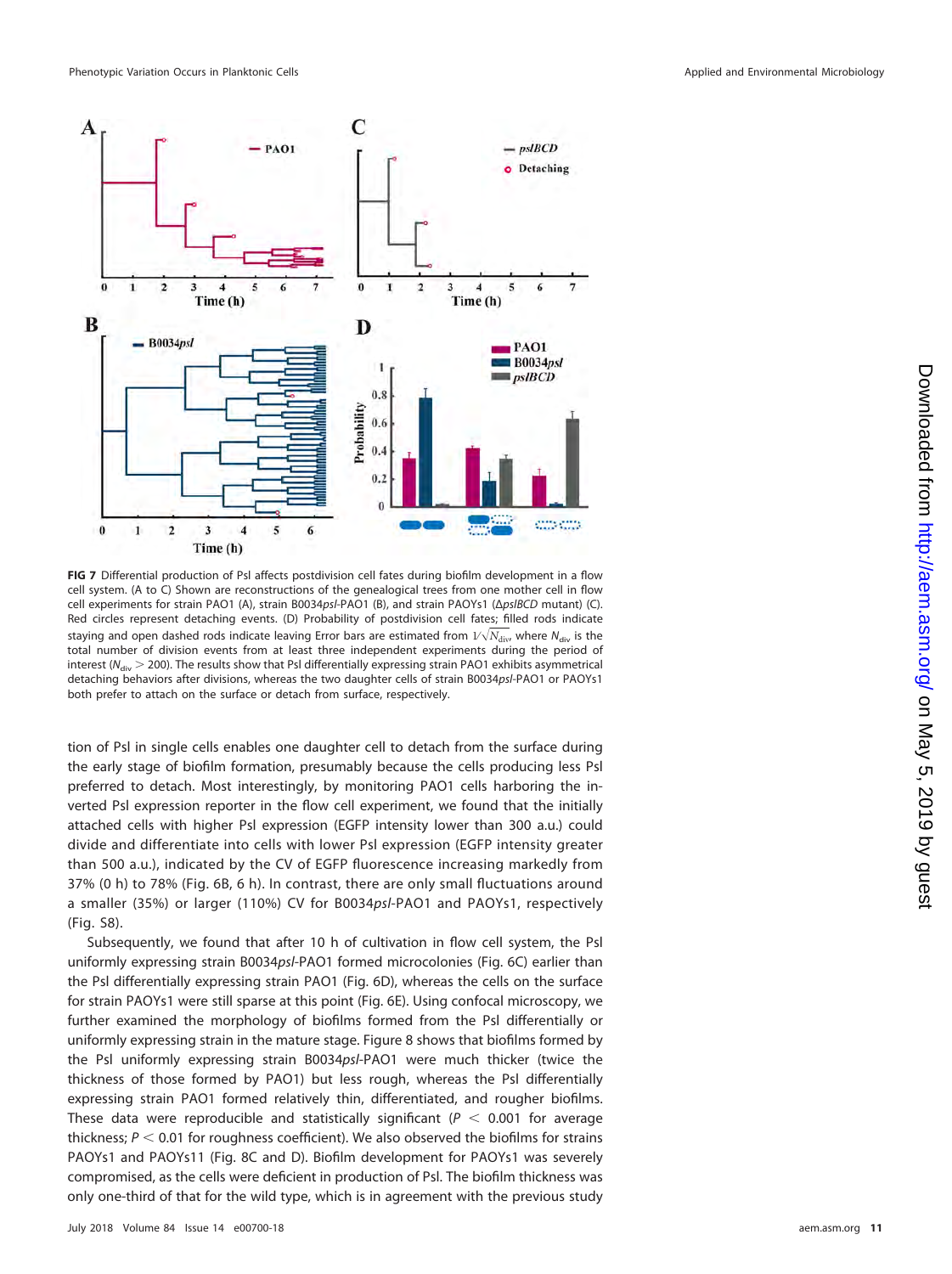FIG 7 Differential production of Psl affects postdivision cell fates during biofilm development in a flow cell system. (A to C) Shown are reconstructions of the genealogical trees from one mother cell in flow cell experiments for strain PAO1 (A), strain B0034*psl*-PAO1 (B), and strain PAOYs1 (Δ*pslBCD* mutant) (C). Red circles represent detaching events. (D) Probability of postdivision cell fates; filled rods indicate staying and open dashed rods indicate leaving Error bars are estimated from $1/\sqrt{N_{div}}$, where $N_{div}$ is the total number of division events from at least three independent experiments during the period of interest ($N_{div} > 200$). The results show that Psl differentially expressing strain PAO1 exhibits asymmetrical detaching behaviors after divisions, whereas the two daughter cells of strain B0034*psl*-PAO1 or PAOYs1 both prefer to attach on the surface or detach from surface, respectively.

tion of Psl in single cells enables one daughter cell to detach from the surface during the early stage of biofilm formation, presumably because the cells producing less Psl preferred to detach. Most interestingly, by monitoring PAO1 cells harboring the inverted Psl expression reporter in the flow cell experiment, we found that the initially attached cells with higher Psl expression (EGFP intensity lower than 300 a.u.) could divide and differentiate into cells with lower Psl expression (EGFP intensity greater than 500 a.u.), indicated by the CV of EGFP fluorescence increasing markedly from 37% (0 h) to 78% (Fig. 6B, 6 h). In contrast, there are only small fluctuations around a smaller (35%) or larger (110%) CV for B0034*psl*-PAO1 and PAOYs1, respectively (Fig. S8).

Subsequently, we found that after 10 h of cultivation in flow cell system, the Psl uniformly expressing strain B0034*psl*-PAO1 formed microcolonies (Fig. 6C) earlier than the Psl differentially expressing strain PAO1 (Fig. 6D), whereas the cells on the surface for strain PAOYs1 were still sparse at this point (Fig. 6E). Using confocal microscopy, we further examined the morphology of biofilms formed from the Psl differentially or uniformly expressing strain in the mature stage. Figure 8 shows that biofilms formed by the Psl uniformly expressing strain B0034*psl*-PAO1 were much thicker (twice the thickness of those formed by PAO1) but less rough, whereas the Psl differentially expressing strain PAO1 formed relatively thin, differentiated, and rougher biofilms. These data were reproducible and statistically significant ($P < 0.001$ for average thickness; $P < 0.01$ for roughness coefficient). We also observed the biofilms for strains PAOYs1 and PAOYs11 (Fig. 8C and D). Biofilm development for PAOYs1 was severely compromised, as the cells were deficient in production of Psl. The biofilm thickness was only one-third of that for the wild type, which is in agreement with the previous study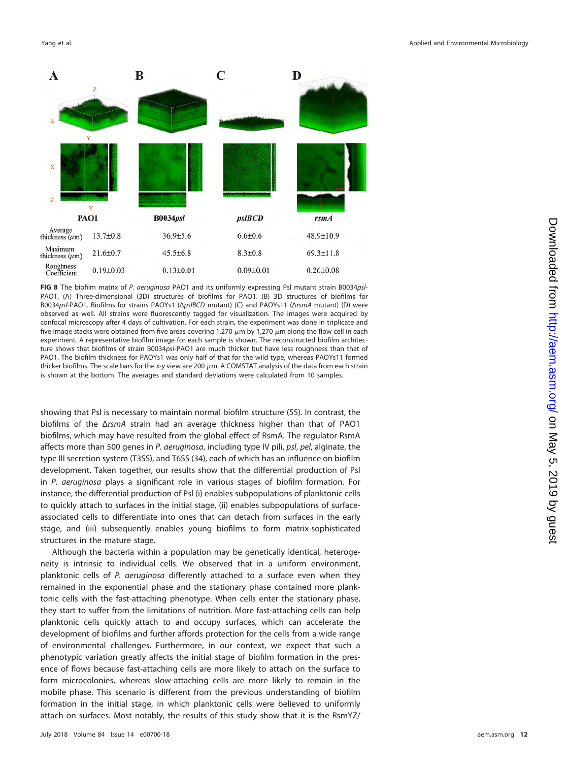|  | PAO1 | B0034*psl* | *pslBCD* | *rsmA* |
|---|---|---|---|---|
| Average thickness (μm) | 13.7±0.8 | 36.9±5.6 | 6.6±0.6 | 48.9±10.9 |
| Maximum thickness (μm) | 21.6±0.7 | 45.5±6.8 | 8.3±0.8 | 69.3±11.8 |
| Roughness Coefficient | 0.19±0.03 | 0.13±0.01 | 0.09±0.01 | 0.26±0.08 |

**FIG 8** The biofilm matrix of *P. aeruginosa* PAO1 and its uniformly expressing Psl mutant strain B0034*psl*-PAO1. (A) Three-dimensional (3D) structures of biofilms for PAO1. (B) 3D structures of biofilms for B0034*psl*-PAO1. Biofilms for strains PAOYs1 (Δ*pslBCD* mutant) (C) and PAOYs11 (Δ*rsmA* mutant) (D) were observed as well. All strains were fluorescently tagged for visualization. The images were acquired by confocal microscopy after 4 days of cultivation. For each strain, the experiment was done in triplicate and five image stacks were obtained from five areas covering 1,270 μm by 1,270 μm along the flow cell in each experiment. A representative biofilm image for each sample is shown. The reconstructed biofilm architecture shows that biofilms of strain B0034*psl*-PAO1 are much thicker but have less roughness than that of PAO1. The biofilm thickness for PAOYs1 was only half of that for the wild type, whereas PAOYs11 formed thicker biofilms. The scale bars for the *x-y* view are 200 μm. A COMSTAT analysis of the data from each strain is shown at the bottom. The averages and standard deviations were calculated from 10 samples.

showing that Psl is necessary to maintain normal biofilm structure (55). In contrast, the biofilms of the Δ*rsmA* strain had an average thickness higher than that of PAO1 biofilms, which may have resulted from the global effect of RsmA. The regulator RsmA affects more than 500 genes in *P. aeruginosa*, including type IV pili, *psl*, *pel*, alginate, the type III secretion system (T3SS), and T6SS (34), each of which has an influence on biofilm development. Taken together, our results show that the differential production of Psl in *P. aeruginosa* plays a significant role in various stages of biofilm formation. For instance, the differential production of Psl (i) enables subpopulations of planktonic cells to quickly attach to surfaces in the initial stage, (ii) enables subpopulations of surface-associated cells to differentiate into ones that can detach from surfaces in the early stage, and (iii) subsequently enables young biofilms to form matrix-sophisticated structures in the mature stage.

Although the bacteria within a population may be genetically identical, heterogeneity is intrinsic to individual cells. We observed that in a uniform environment, planktonic cells of *P. aeruginosa* differently attached to a surface even when they remained in the exponential phase and the stationary phase contained more planktonic cells with the fast-attaching phenotype. When cells enter the stationary phase, they start to suffer from the limitations of nutrition. More fast-attaching cells can help planktonic cells quickly attach to and occupy surfaces, which can accelerate the development of biofilms and further affords protection for the cells from a wide range of environmental challenges. Furthermore, in our context, we expect that such a phenotypic variation greatly affects the initial stage of biofilm formation in the presence of flows because fast-attaching cells are more likely to attach on the surface to form microcolonies, whereas slow-attaching cells are more likely to remain in the mobile phase. This scenario is different from the previous understanding of biofilm formation in the initial stage, in which planktonic cells were believed to uniformly attach on surfaces. Most notably, the results of this study show that it is the RsmYZ/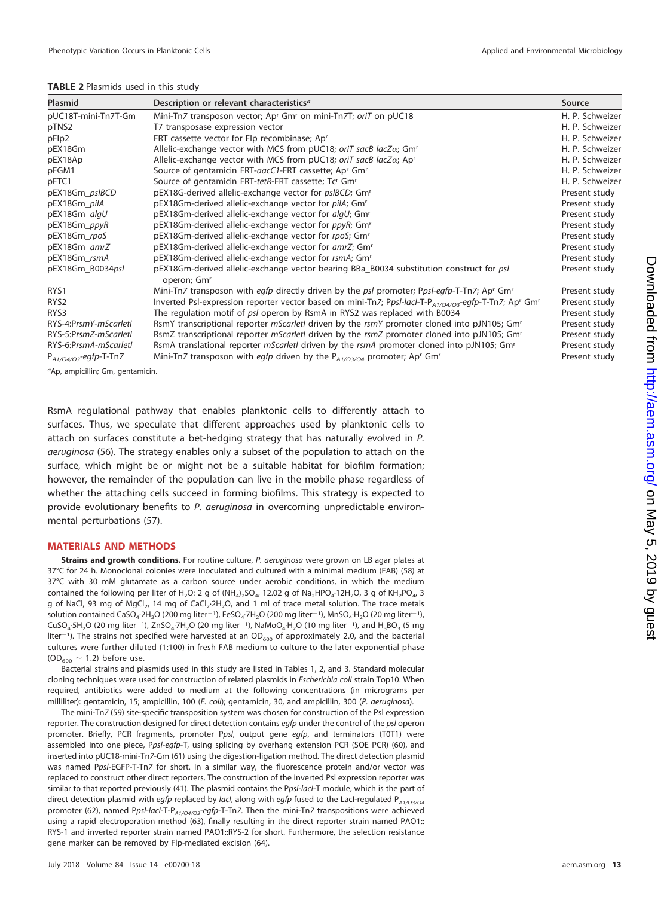**TABLE 2** Plasmids used in this study

| Plasmid | Description or relevant characteristics[a] | Source |
| --- | --- | --- |
| pUC18T-mini-Tn7T-Gm | Mini-Tn7 transposon vector; Ap$^r$ Gm$^r$ on mini-Tn7T; *oriT* on pUC18 | H. P. Schweizer |
| pTNS2 | T7 transposase expression vector | H. P. Schweizer |
| pFlp2 | FRT cassette vector for Flp recombinase; Ap$^r$ | H. P. Schweizer |
| pEX18Gm | Allelic-exchange vector with MCS from pUC18; *oriT sacB lacZα*; Gm$^r$ | H. P. Schweizer |
| pEX18Ap | Allelic-exchange vector with MCS from pUC18; *oriT sacB lacZα*; Ap$^r$ | H. P. Schweizer |
| pFGM1 | Source of gentamicin FRT-*aacC1*-FRT cassette; Ap$^r$ Gm$^r$ | H. P. Schweizer |
| pFTC1 | Source of gentamicin FRT-*tetR*-FRT cassette; Tc$^r$ Gm$^r$ | H. P. Schweizer |
| pEX18Gm_*pslBCD* | pEX18G-derived allelic-exchange vector for *pslBCD*; Gm$^r$ | Present study |
| pEX18Gm_*pilA* | pEX18Gm-derived allelic-exchange vector for *pilA*; Gm$^r$ | Present study |
| pEX18Gm_*algU* | pEX18Gm-derived allelic-exchange vector for *algU*; Gm$^r$ | Present study |
| pEX18Gm_*ppyR* | pEX18Gm-derived allelic-exchange vector for *ppyR*; Gm$^r$ | Present study |
| pEX18Gm_*rpoS* | pEX18Gm-derived allelic-exchange vector for *rpoS*; Gm$^r$ | Present study |
| pEX18Gm_*amrZ* | pEX18Gm-derived allelic-exchange vector for *amrZ*; Gm$^r$ | Present study |
| pEX18Gm_*rsmA* | pEX18Gm-derived allelic-exchange vector for *rsmA*; Gm$^r$ | Present study |
| pEX18Gm_B0034*psl* | pEX18Gm-derived allelic-exchange vector bearing BBa_B0034 substitution construct for *psl* operon; Gm$^r$ | Present study |
| RYS1 | Mini-Tn7 transposon with *egfp* directly driven by the *psl* promoter; P*psl*-*egfp*-T-Tn7; Ap$^r$ Gm$^r$ | Present study |
| RYS2 | Inverted Psl-expression reporter vector based on mini-Tn7; P*psl*-*lacI*-T-$P_{A1/O4/O3}$-*egfp*-T-Tn7; Ap$^r$ Gm$^r$ | Present study |
| RYS3 | The regulation motif of *psl* operon by RsmA in RYS2 was replaced with B0034 | Present study |
| RYS-4:P*rsmY*-*mScarletI* | RsmY transcriptional reporter *mScarletI* driven by the *rsmY* promoter cloned into pJN105; Gm$^r$ | Present study |
| RYS-5:P*rsmZ*-*mScarletI* | RsmZ transcriptional reporter *mScarletI* driven by the *rsmZ* promoter cloned into pJN105; Gm$^r$ | Present study |
| RYS-6:P*rsmA*-*mScarletI* | RsmA translational reporter *mScarletI* driven by the *rsmA* promoter cloned into pJN105; Gm$^r$ | Present study |
| $P_{A1/O4/O3}$-*egfp*-T-Tn7 | Mini-Tn7 transposon with *egfp* driven by the $P_{A1/O3/O4}$ promoter; Ap$^r$ Gm$^r$ | Present study |

[a]Ap, ampicillin; Gm, gentamicin.

RsmA regulational pathway that enables planktonic cells to differently attach to surfaces. Thus, we speculate that different approaches used by planktonic cells to attach on surfaces constitute a bet-hedging strategy that has naturally evolved in *P. aeruginosa* (56). The strategy enables only a subset of the population to attach on the surface, which might be or might not be a suitable habitat for biofilm formation; however, the remainder of the population can live in the mobile phase regardless of whether the attaching cells succeed in forming biofilms. This strategy is expected to provide evolutionary benefits to *P. aeruginosa* in overcoming unpredictable environmental perturbations (57).

## MATERIALS AND METHODS

**Strains and growth conditions.** For routine culture, *P. aeruginosa* were grown on LB agar plates at 37°C for 24 h. Monoclonal colonies were inoculated and cultured with a minimal medium (FAB) (58) at 37°C with 30 mM glutamate as a carbon source under aerobic conditions, in which the medium contained the following per liter of $H_2O$: 2 g of $(NH_4)_2SO_4$, 12.02 g of $Na_2HPO_4 \cdot 12H_2O$, 3 g of $KH_2PO_4$, 3 g of NaCl, 93 mg of $MgCl_2$, 14 mg of $CaCl_2 \cdot 2H_2O$, and 1 ml of trace metal solution. The trace metals solution contained $CaSO_4 \cdot 2H_2O$ (200 mg liter$^{-1}$), $FeSO_4 \cdot 7H_2O$ (200 mg liter$^{-1}$), $MnSO_4 \cdot H_2O$ (20 mg liter$^{-1}$), $CuSO_4 \cdot 5H_2O$ (20 mg liter$^{-1}$), $ZnSO_4 \cdot 7H_2O$ (20 mg liter$^{-1}$), $NaMoO_4 \cdot H_2O$ (10 mg liter$^{-1}$), and $H_3BO_3$ (5 mg liter$^{-1}$). The strains not specified were harvested at an $OD_{600}$ of approximately 2.0, and the bacterial cultures were further diluted (1:100) in fresh FAB medium to culture to the later exponential phase ($OD_{600} \sim 1.2$) before use.

Bacterial strains and plasmids used in this study are listed in Tables 1, 2, and 3. Standard molecular cloning techniques were used for construction of related plasmids in *Escherichia coli* strain Top10. When required, antibiotics were added to medium at the following concentrations (in micrograms per milliliter): gentamicin, 15; ampicillin, 100 (*E. coli*); gentamicin, 30, and ampicillin, 300 (*P. aeruginosa*).

The mini-Tn7 (59) site-specific transposition system was chosen for construction of the Psl expression reporter. The construction designed for direct detection contains *egfp* under the control of the *psl* operon promoter. Briefly, PCR fragments, promoter P*psl*, output gene *egfp*, and terminators (T0T1) were assembled into one piece, P*psl*-*egfp*-T, using splicing by overhang extension PCR (SOE PCR) (60), and inserted into pUC18-mini-Tn7-Gm (61) using the digestion-ligation method. The direct detection plasmid was named P*psl*-EGFP-T-Tn7 for short. In a similar way, the fluorescence protein and/or vector was replaced to construct other direct reporters. The construction of the inverted Psl expression reporter was similar to that reported previously (41). The plasmid contains the P*psl*-*lacI*-T module, which is the part of direct detection plasmid with *egfp* replaced by *lacI*, along with *egfp* fused to the LacI-regulated $P_{A1/O3/O4}$ promoter (62), named P*psl*-*lacI*-T-$P_{A1/O4/O3}$-*egfp*-T-Tn7. Then the mini-Tn7 transpositions were achieved using a rapid electroporation method (63), finally resulting in the direct reporter strain named PAO1::RYS-1 and inverted reporter strain named PAO1::RYS-2 for short. Furthermore, the selection resistance gene marker can be removed by Flp-mediated excision (64).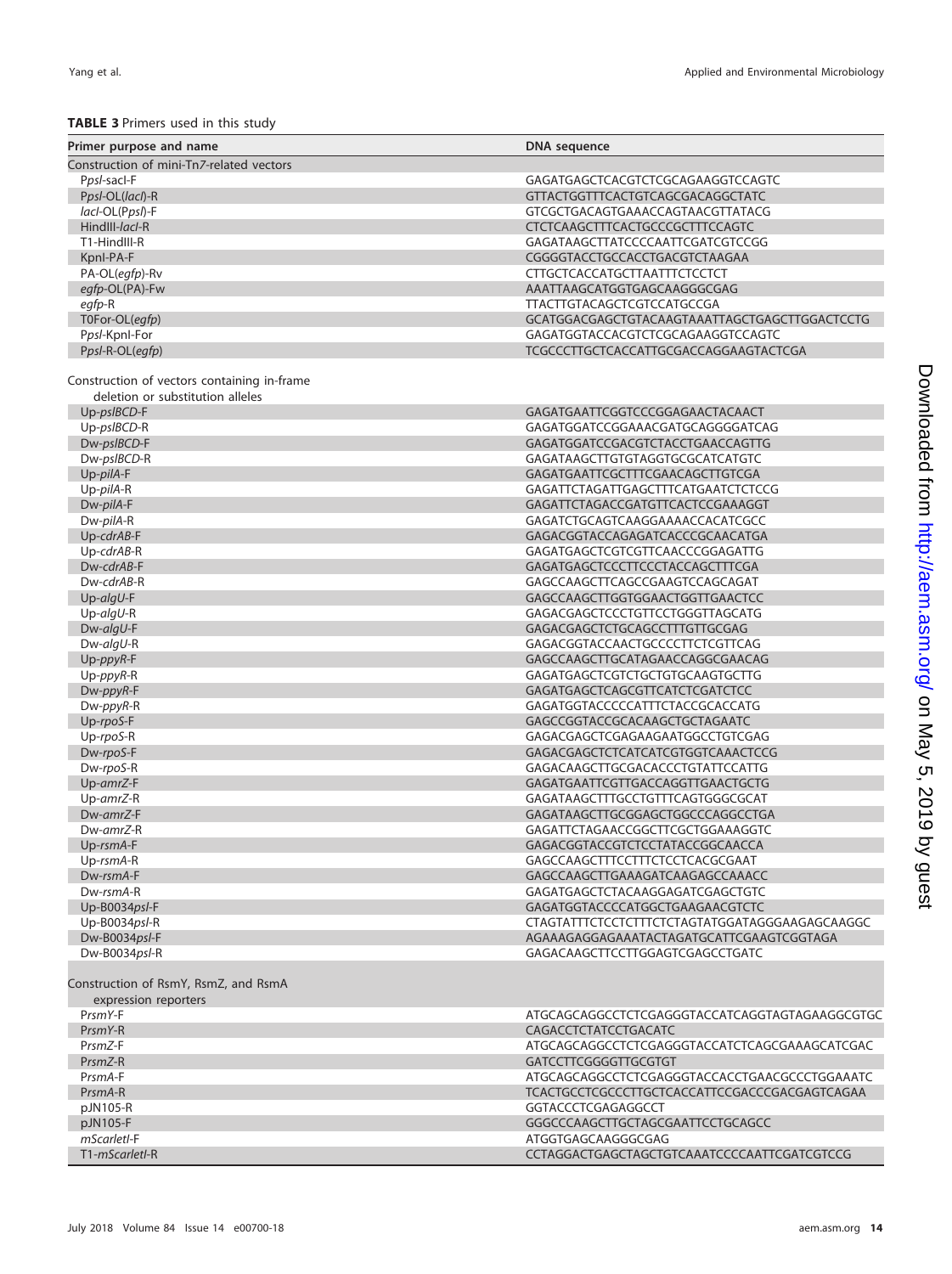**TABLE 3** Primers used in this study

| Primer purpose and name | DNA sequence |
|---|---|
| Construction of mini-Tn*7*-related vectors | |
| P*psl*-sacI-F | GAGATGAGCTCACGTCTCGCAGAAGGTCCAGTC |
| P*psl*-OL(*lacI*)-R | GTTACTGGTTTCACTGTCAGCGACAGGCTATC |
| *lacI*-OL(P*psl*)-F | GTCGCTGACAGTGAAACCAGTAACGTTATACG |
| HindIII-*lacI*-R | CTCTCAAGCTTTCACTGCCCGCTTTCCAGTC |
| T1-HindIII-R | GAGATAAGCTTATCCCCAATTCGATCGTCCGG |
| KpnI-PA-F | CGGGGTACCTGCCACCTGACGTCTAAGAA |
| PA-OL(*egfp*)-Rv | CTTGCTCACCATGCTTAATTTCTCCTCT |
| *egfp*-OL(PA)-Fw | AAATTAAGCATGGTGAGCAAGGGCGAG |
| *egfp*-R | TTACTTGTACAGCTCGTCCATGCCGA |
| T0For-OL(*egfp*) | GCATGGACGAGCTGTACAAGTAAATTAGCTGAGCTTGGACTCCTG |
| P*psl*-KpnI-For | GAGATGGTACCACGTCTCGCAGAAGGTCCAGTC |
| P*psl*-R-OL(*egfp*) | TCGCCCTTGCTCACCATTGCGACCAGGAAGTACTCGA |
| Construction of vectors containing in-frame deletion or substitution alleles | |
| Up-*pslBCD*-F | GAGATGAATTCGGTCCCGGAGAACTACAACT |
| Up-*pslBCD*-R | GAGATGGATCCGGAAACGATGCAGGGGATCAG |
| Dw-*pslBCD*-F | GAGATGGATCCGACGTCTACCTGAACCAGTTG |
| Dw-*pslBCD*-R | GAGATAAGCTTGTGTAGGTGCGCATCATGTC |
| Up-*pilA*-F | GAGATGAATTCGCTTTCGAACAGCTTGTCGA |
| Up-*pilA*-R | GAGATTCTAGATTGAGCTTTCATGAATCTCTCCG |
| Dw-*pilA*-F | GAGATTCTAGACCGATGTTCACTCCGAAAGGT |
| Dw-*pilA*-R | GAGATCTGCAGTCAAGGAAAACCACATCGCC |
| Up-*cdrAB*-F | GAGACGGTACCAGAGATCACCCGCAACATGA |
| Up-*cdrAB*-R | GAGATGAGCTCGTCGTTCAACCCGGAGATTG |
| Dw-*cdrAB*-F | GAGATGAGCTCCCTTCCCTACCAGCTTTCGA |
| Dw-*cdrAB*-R | GAGCCAAGCTTCAGCCGAAGTCCAGCAGAT |
| Up-*algU*-F | GAGCCAAGCTTGGTGGAACTGGTTGAACTCC |
| Up-*algU*-R | GAGACGAGCTCCCTGTTCCTGGGTTAGCATG |
| Dw-*algU*-F | GAGACGAGCTCTGCAGCCTTTGTTGCGAG |
| Dw-*algU*-R | GAGACGGTACCAACTGCCCCTTCTCGTTCAG |
| Up-*ppyR*-F | GAGCCAAGCTTGCATAGAACCAGGCGAACAG |
| Up-*ppyR*-R | GAGATGAGCTCGTCTGCTGTGCAAGTGCTTG |
| Dw-*ppyR*-F | GAGATGAGCTCAGCGTTCATCTCGATCTCC |
| Dw-*ppyR*-R | GAGATGGTACCCCATTTCTACCGCACCATG |
| Up-*rpoS*-F | GAGCCGGTACCGCACAAGCTGCTAGAATC |
| Up-*rpoS*-R | GAGACGAGCTCGAGAAGAATGGCCTGTCGAG |
| Dw-*rpoS*-F | GAGACGAGCTCTCATCATCGTGGTCAAACTCCG |
| Dw-*rpoS*-R | GAGACAAGCTTGCGACACCCTGTATTCCATTG |
| Up-*amrZ*-F | GAGATGAATTCGTTGACCAGGTTGAACTGCTG |
| Up-*amrZ*-R | GAGATAAGCTTTGCCTGTTTCAGTGGGCGCAT |
| Dw-*amrZ*-F | GAGATAAGCTTGCGGAGCTGGCCCAGGCCTGA |
| Dw-*amrZ*-R | GAGATTCTAGAACCGGCTTCGCTGGAAAGGTC |
| Up-*rsmA*-F | GAGACGGTACCGTCTCCTATACCGGCAACCA |
| Up-*rsmA*-R | GAGCCAAGCTTTCCTTTCTCCTCACGCGAAT |
| Dw-*rsmA*-F | GAGCCAAGCTTGAAAGATCAAGAGCCAAACC |
| Dw-*rsmA*-R | GAGATGAGCTCTACAAGGAGATCGAGCTGTC |
| Up-B0034*psl*-F | GAGATGGTACCCCATGGCTGAAGAACGTCTC |
| Up-B0034*psl*-R | CTAGTATTTCTCCTCTTTCTCTAGTATGGATAGGGAAGAGCAAGGC |
| Dw-B0034*psl*-F | AGAAAGAGGAGAAATACTAGATGCATTCGAAGTCGGTAGA |
| Dw-B0034*psl*-R | GAGACAAGCTTCCTTGGAGTCGAGCCTGATC |
| Construction of RsmY, RsmZ, and RsmA expression reporters | |
| P*rsmY*-F | ATGCAGCAGGCCTCTCGAGGGTACCATCAGGTAGTAGAAGGCGTGC |
| P*rsmY*-R | CAGACCTCTATCCTGACATC |
| P*rsmZ*-F | ATGCAGCAGGCCTCTCGAGGGTACCATCTCAGCGAAAGCATCGAC |
| P*rsmZ*-R | GATCCTTCGGGGTTGCGTGT |
| P*rsmA*-F | ATGCAGCAGGCCTCTCGAGGGTACCACCTGAACGCCCTGGAAATC |
| P*rsmA*-R | TCACTGCCTCGCCCTTGCTCACCATTCCGACCCGACGAGTCAGAA |
| pJN105-R | GGTACCCTCGAGAGGCCT |
| pJN105-F | GGGCCCAAGCTTGCTAGCGAATTCCTGCAGCC |
| *mScarletI*-F | ATGGTGAGCAAGGGCGAG |
| T1-*mScarletI*-R | CCTAGGACTGAGCTAGCTGTCAAATCCCCAATTCGATCGTCCG |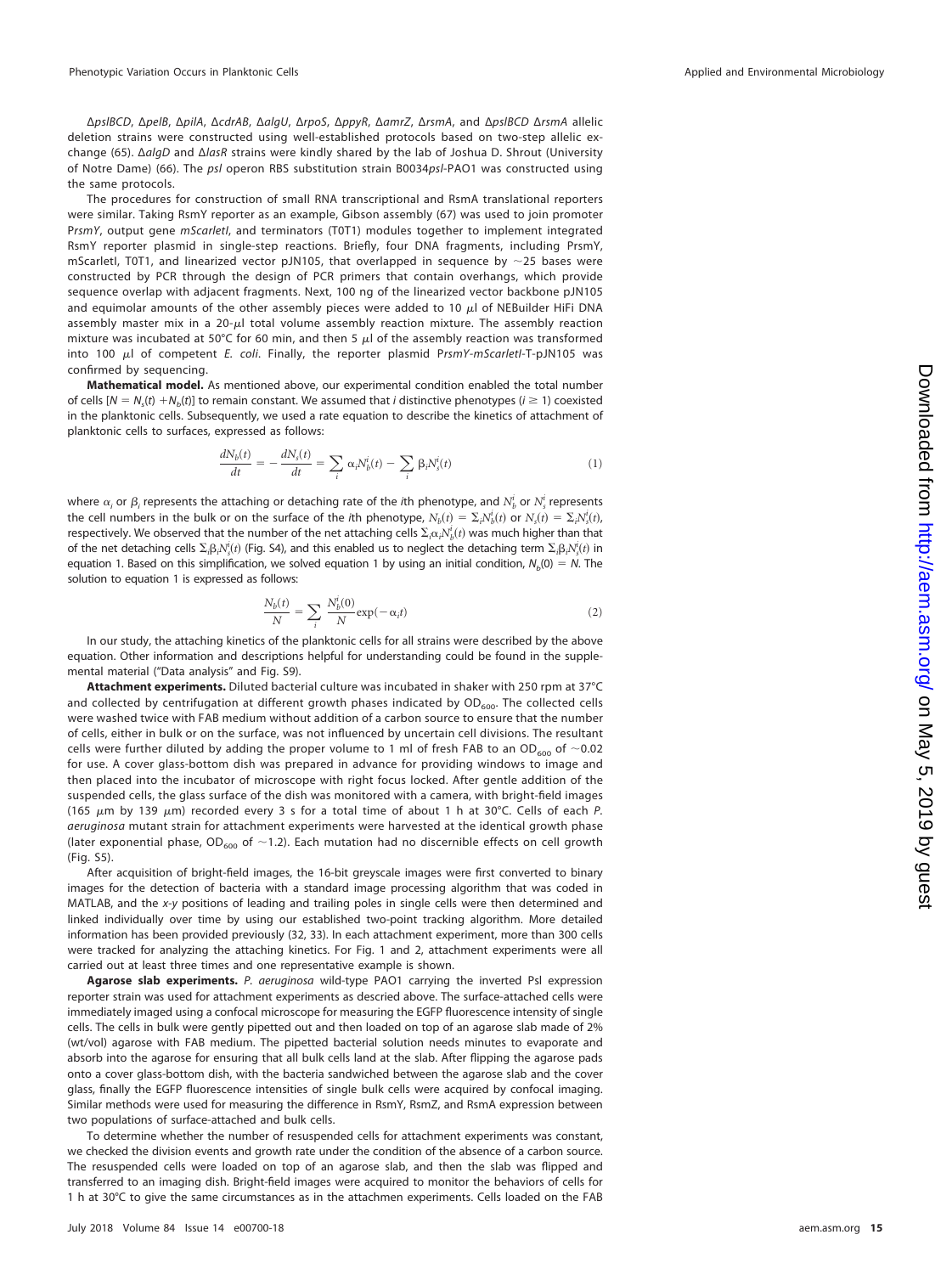Δ*pslBCD*, Δ*pelB*, Δ*pilA*, Δ*cdrAB*, Δ*algU*, Δ*rpoS*, Δ*ppyR*, Δ*amrZ*, Δ*rsmA*, and Δ*pslBCD* Δ*rsmA* allelic deletion strains were constructed using well-established protocols based on two-step allelic exchange (65). Δ*algD* and Δ*lasR* strains were kindly shared by the lab of Joshua D. Shrout (University of Notre Dame) (66). The *psl* operon RBS substitution strain B0034*psl*-PAO1 was constructed using the same protocols.

The procedures for construction of small RNA transcriptional and RsmA translational reporters were similar. Taking RsmY reporter as an example, Gibson assembly (67) was used to join promoter P*rsmY*, output gene *mScarletI*, and terminators (T0T1) modules together to implement integrated RsmY reporter plasmid in single-step reactions. Briefly, four DNA fragments, including PrsmY, mScarletI, T0T1, and linearized vector pJN105, that overlapped in sequence by ~25 bases were constructed by PCR through the design of PCR primers that contain overhangs, which provide sequence overlap with adjacent fragments. Next, 100 ng of the linearized vector backbone pJN105 and equimolar amounts of the other assembly pieces were added to 10 μl of NEBuilder HiFi DNA assembly master mix in a 20-μl total volume assembly reaction mixture. The assembly reaction mixture was incubated at 50°C for 60 min, and then 5 μl of the assembly reaction was transformed into 100 μl of competent *E. coli*. Finally, the reporter plasmid P*rsmY-mScarletI*-T-pJN105 was confirmed by sequencing.

**Mathematical model.** As mentioned above, our experimental condition enabled the total number of cells [$N = N_s(t) + N_b(t)$] to remain constant. We assumed that *i* distinctive phenotypes ($i \geq 1$) coexisted in the planktonic cells. Subsequently, we used a rate equation to describe the kinetics of attachment of planktonic cells to surfaces, expressed as follows:

$$\frac{dN_b(t)}{dt} = -\frac{dN_s(t)}{dt} = \sum_i \alpha_i N_b^i(t) - \sum_i \beta_i N_s^i(t) \tag{1}$$

where $\alpha_i$ or $\beta_i$ represents the attaching or detaching rate of the *i*th phenotype, and $N_b^i$ or $N_s^i$ represents the cell numbers in the bulk or on the surface of the *i*th phenotype, $N_b(t) = \Sigma_i N_b^i(t)$ or $N_s(t) = \Sigma_i N_s^i(t)$, respectively. We observed that the number of the net attaching cells $\Sigma_i \alpha_i N_b^i(t)$ was much higher than that of the net detaching cells $\Sigma_i \beta_i N_s^i(t)$ (Fig. S4), and this enabled us to neglect the detaching term $\Sigma_i \beta_i N_s^i(t)$ in equation 1. Based on this simplification, we solved equation 1 by using an initial condition, $N_b(0) = N$. The solution to equation 1 is expressed as follows:

$$\frac{N_b(t)}{N} = \sum_i \frac{N_b^i(0)}{N} \exp(-\alpha_i t) \tag{2}$$

In our study, the attaching kinetics of the planktonic cells for all strains were described by the above equation. Other information and descriptions helpful for understanding could be found in the supplemental material ("Data analysis" and Fig. S9).

**Attachment experiments.** Diluted bacterial culture was incubated in shaker with 250 rpm at 37°C and collected by centrifugation at different growth phases indicated by $OD_{600}$. The collected cells were washed twice with FAB medium without addition of a carbon source to ensure that the number of cells, either in bulk or on the surface, was not influenced by uncertain cell divisions. The resultant cells were further diluted by adding the proper volume to 1 ml of fresh FAB to an $OD_{600}$ of ~0.02 for use. A cover glass-bottom dish was prepared in advance for providing windows to image and then placed into the incubator of microscope with right focus locked. After gentle addition of the suspended cells, the glass surface of the dish was monitored with a camera, with bright-field images (165 μm by 139 μm) recorded every 3 s for a total time of about 1 h at 30°C. Cells of each *P. aeruginosa* mutant strain for attachment experiments were harvested at the identical growth phase (later exponential phase, $OD_{600}$ of ~1.2). Each mutation had no discernible effects on cell growth (Fig. S5).

After acquisition of bright-field images, the 16-bit greyscale images were first converted to binary images for the detection of bacteria with a standard image processing algorithm that was coded in MATLAB, and the *x-y* positions of leading and trailing poles in single cells were then determined and linked individually over time by using our established two-point tracking algorithm. More detailed information has been provided previously (32, 33). In each attachment experiment, more than 300 cells were tracked for analyzing the attaching kinetics. For Fig. 1 and 2, attachment experiments were all carried out at least three times and one representative example is shown.

**Agarose slab experiments.** *P. aeruginosa* wild-type PAO1 carrying the inverted Psl expression reporter strain was used for attachment experiments as descried above. The surface-attached cells were immediately imaged using a confocal microscope for measuring the EGFP fluorescence intensity of single cells. The cells in bulk were gently pipetted out and then loaded on top of an agarose slab made of 2% (wt/vol) agarose with FAB medium. The pipetted bacterial solution needs minutes to evaporate and absorb into the agarose for ensuring that all bulk cells land at the slab. After flipping the agarose pads onto a cover glass-bottom dish, with the bacteria sandwiched between the agarose slab and the cover glass, finally the EGFP fluorescence intensities of single bulk cells were acquired by confocal imaging. Similar methods were used for measuring the difference in RsmY, RsmZ, and RsmA expression between two populations of surface-attached and bulk cells.

To determine whether the number of resuspended cells for attachment experiments was constant, we checked the division events and growth rate under the condition of the absence of a carbon source. The resuspended cells were loaded on top of an agarose slab, and then the slab was flipped and transferred to an imaging dish. Bright-field images were acquired to monitor the behaviors of cells for 1 h at 30°C to give the same circumstances as in the attachmen experiments. Cells loaded on the FAB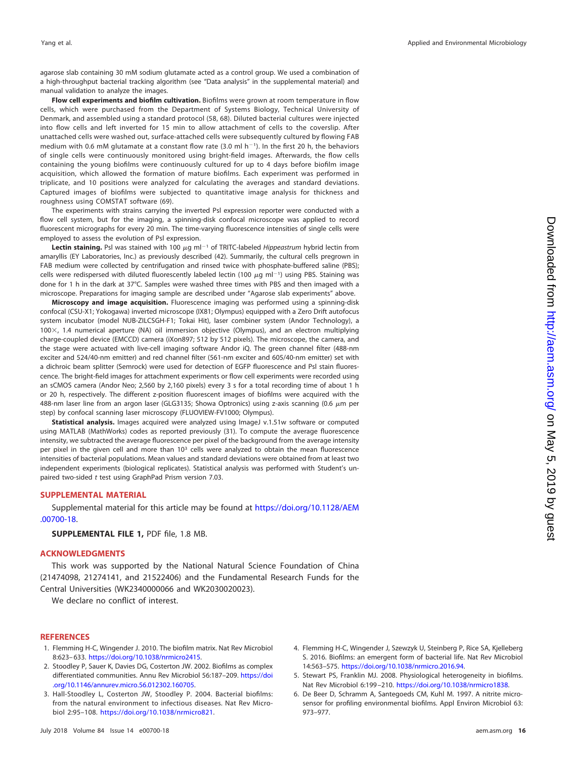agarose slab containing 30 mM sodium glutamate acted as a control group. We used a combination of a high-throughput bacterial tracking algorithm (see "Data analysis" in the supplemental material) and manual validation to analyze the images.

**Flow cell experiments and biofilm cultivation.** Biofilms were grown at room temperature in flow cells, which were purchased from the Department of Systems Biology, Technical University of Denmark, and assembled using a standard protocol (58, 68). Diluted bacterial cultures were injected into flow cells and left inverted for 15 min to allow attachment of cells to the coverslip. After unattached cells were washed out, surface-attached cells were subsequently cultured by flowing FAB medium with 0.6 mM glutamate at a constant flow rate (3.0 ml $h^{-1}$). In the first 20 h, the behaviors of single cells were continuously monitored using bright-field images. Afterwards, the flow cells containing the young biofilms were continuously cultured for up to 4 days before biofilm image acquisition, which allowed the formation of mature biofilms. Each experiment was performed in triplicate, and 10 positions were analyzed for calculating the averages and standard deviations. Captured images of biofilms were subjected to quantitative image analysis for thickness and roughness using COMSTAT software (69).

The experiments with strains carrying the inverted Psl expression reporter were conducted with a flow cell system, but for the imaging, a spinning-disk confocal microscope was applied to record fluorescent micrographs for every 20 min. The time-varying fluorescence intensities of single cells were employed to assess the evolution of Psl expression.

**Lectin staining.** Psl was stained with 100 $\mu$g $ml^{-1}$ of TRITC-labeled *Hippeastrum* hybrid lectin from amaryllis (EY Laboratories, Inc.) as previously described (42). Summarily, the cultural cells pregrown in FAB medium were collected by centrifugation and rinsed twice with phosphate-buffered saline (PBS); cells were redispersed with diluted fluorescently labeled lectin (100 $\mu$g $ml^{-1}$) using PBS. Staining was done for 1 h in the dark at 37°C. Samples were washed three times with PBS and then imaged with a microscope. Preparations for imaging sample are described under "Agarose slab experiments" above.

**Microscopy and image acquisition.** Fluorescence imaging was performed using a spinning-disk confocal (CSU-X1; Yokogawa) inverted microscope (IX81; Olympus) equipped with a Zero Drift autofocus system incubator (model NUB-ZILCSGH-F1; Tokai Hit), laser combiner system (Andor Technology), a 100×, 1.4 numerical aperture (NA) oil immersion objective (Olympus), and an electron multiplying charge-coupled device (EMCCD) camera (iXon897; 512 by 512 pixels). The microscope, the camera, and the stage were actuated with live-cell imaging software Andor iQ. The green channel filter (488-nm exciter and 524/40-nm emitter) and red channel filter (561-nm exciter and 605/40-nm emitter) set with a dichroic beam splitter (Semrock) were used for detection of EGFP fluorescence and Psl stain fluorescence. The bright-field images for attachment experiments or flow cell experiments were recorded using an sCMOS camera (Andor Neo; 2,560 by 2,160 pixels) every 3 s for a total recording time of about 1 h or 20 h, respectively. The different z-position fluorescent images of biofilms were acquired with the 488-nm laser line from an argon laser (GLG3135; Showa Optronics) using z-axis scanning (0.6 $\mu$m per step) by confocal scanning laser microscopy (FLUOVIEW-FV1000; Olympus).

**Statistical analysis.** Images acquired were analyzed using ImageJ v.1.51w software or computed using MATLAB (MathWorks) codes as reported previously (31). To compute the average fluorescence intensity, we subtracted the average fluorescence per pixel of the background from the average intensity per pixel in the given cell and more than $10^3$ cells were analyzed to obtain the mean fluorescence intensities of bacterial populations. Mean values and standard deviations were obtained from at least two independent experiments (biological replicates). Statistical analysis was performed with Student's unpaired two-sided *t* test using GraphPad Prism version 7.03.

## SUPPLEMENTAL MATERIAL

Supplemental material for this article may be found at https://doi.org/10.1128/AEM.00700-18.

**SUPPLEMENTAL FILE 1,** PDF file, 1.8 MB.

## ACKNOWLEDGMENTS

This work was supported by the National Natural Science Foundation of China (21474098, 21274141, and 21522406) and the Fundamental Research Funds for the Central Universities (WK2340000066 and WK2030020023).

We declare no conflict of interest.

## REFERENCES

1. Flemming H-C, Wingender J. 2010. The biofilm matrix. Nat Rev Microbiol 8:623–633. https://doi.org/10.1038/nrmicro2415.
2. Stoodley P, Sauer K, Davies DG, Costerton JW. 2002. Biofilms as complex differentiated communities. Annu Rev Microbiol 56:187–209. https://doi.org/10.1146/annurev.micro.56.012302.160705.
3. Hall-Stoodley L, Costerton JW, Stoodley P. 2004. Bacterial biofilms: from the natural environment to infectious diseases. Nat Rev Microbiol 2:95–108. https://doi.org/10.1038/nrmicro821.
4. Flemming H-C, Wingender J, Szewzyk U, Steinberg P, Rice SA, Kjelleberg S. 2016. Biofilms: an emergent form of bacterial life. Nat Rev Microbiol 14:563–575. https://doi.org/10.1038/nrmicro.2016.94.
5. Stewart PS, Franklin MJ. 2008. Physiological heterogeneity in biofilms. Nat Rev Microbiol 6:199–210. https://doi.org/10.1038/nrmicro1838.
6. De Beer D, Schramm A, Santegoeds CM, Kuhl M. 1997. A nitrite microsensor for profiling environmental biofilms. Appl Environ Microbiol 63: 973–977.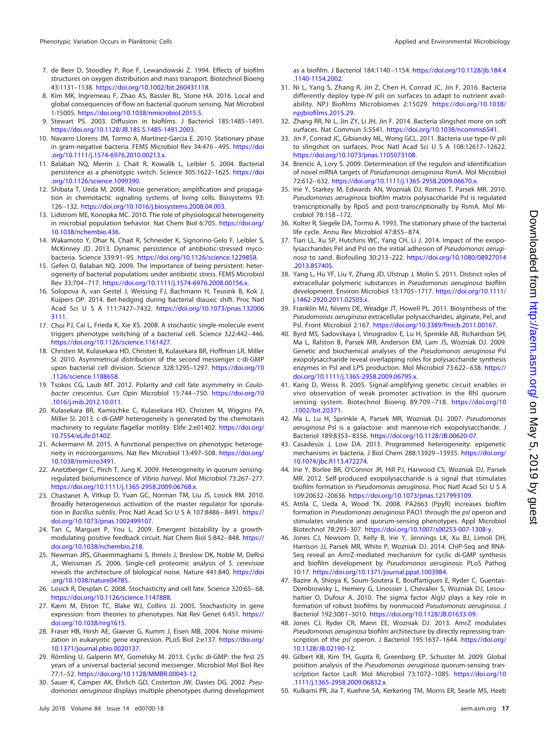7. de Beer D, Stoodley P, Roe F, Lewandowski Z. 1994. Effects of biofilm structures on oxygen distribution and mass transport. Biotechnol Bioeng 43:1131–1138. https://doi.org/10.1002/bit.260431118.
8. Kim MK, Ingremeau F, Zhao AS, Bassler BL, Stone HA. 2016. Local and global consequences of flow on bacterial quorum sensing. Nat Microbiol 1:15005. https://doi.org/10.1038/nmicrobiol.2015.5.
9. Stewart PS. 2003. Diffusion in biofilms. J Bacteriol 185:1485–1491. https://doi.org/10.1128/JB.185.5.1485-1491.2003.
10. Navarro Llorens JM, Tormo A, Martinez-Garcia E. 2010. Stationary phase in gram-negative bacteria. FEMS Microbiol Rev 34:476–495. https://doi.org/10.1111/j.1574-6976.2010.00213.x.
11. Balaban NQ, Merrin J, Chait R, Kowalik L, Leibler S. 2004. Bacterial persistence as a phenotypic switch. Science 305:1622–1625. https://doi.org/10.1126/science.1099390.
12. Shibata T, Ueda M. 2008. Noise generation, amplification and propagation in chemotactic signaling systems of living cells. Biosystems 93:126–132. https://doi.org/10.1016/j.biosystems.2008.04.003.
13. Lidstrom ME, Konopka MC. 2010. The role of physiological heterogeneity in microbial population behavior. Nat Chem Biol 6:705. https://doi.org/10.1038/nchembio.436.
14. Wakamoto Y, Dhar N, Chait R, Schneider K, Signorino-Gelo F, Leibler S, McKinney JD. 2013. Dynamic persistence of antibiotic-stressed mycobacteria. Science 339:91–95. https://doi.org/10.1126/science.1229858.
15. Gefen O, Balaban NQ. 2009. The importance of being persistent: heterogeneity of bacterial populations under antibiotic stress. FEMS Microbiol Rev 33:704–717. https://doi.org/10.1111/j.1574-6976.2008.00156.x.
16. Solopova A, van Gestel J, Weissing FJ, Bachmann H, Teusink B, Kok J, Kuipers OP. 2014. Bet-hedging during bacterial diauxic shift. Proc Natl Acad Sci U S A 111:7427–7432. https://doi.org/10.1073/pnas.1320063111.
17. Choi PJ, Cai L, Frieda K, Xie XS. 2008. A stochastic single-molecule event triggers phenotype switching of a bacterial cell. Science 322:442–446. https://doi.org/10.1126/science.1161427.
18. Christen M, Kulasekara HD, Christen B, Kulasekara BR, Hoffman LR, Miller SI. 2010. Asymmetrical distribution of the second messenger c-di-GMP upon bacterial cell division. Science 328:1295–1297. https://doi.org/10.1126/science.1188658.
19. Tsokos CG, Laub MT. 2012. Polarity and cell fate asymmetry in *Caulobacter crescentus*. Curr Opin Microbiol 15:744–750. https://doi.org/10.1016/j.mib.2012.10.011.
20. Kulasekara BR, Kamischke C, Kulasekara HD, Christen M, Wiggins PA, Miller SI. 2013. c-di-GMP heterogeneity is generated by the chemotaxis machinery to regulate flagellar motility. Elife 2:e01402. https://doi.org/10.7554/eLife.01402.
21. Ackermann M. 2015. A functional perspective on phenotypic heterogeneity in microorganisms. Nat Rev Microbiol 13:497–508. https://doi.org/10.1038/nrmicro3491.
22. Anetzberger C, Pirch T, Jung K. 2009. Heterogeneity in quorum sensing-regulated bioluminescence of *Vibrio harveyi*. Mol Microbiol 73:267–277. https://doi.org/10.1111/j.1365-2958.2009.06768.x.
23. Chastanet A, Vitkup D, Yuan GC, Norman TM, Liu JS, Losick RM. 2010. Broadly heterogeneous activation of the master regulator for sporulation in *Bacillus subtilis*. Proc Natl Acad Sci U S A 107:8486–8491. https://doi.org/10.1073/pnas.1002499107.
24. Tan C, Marguet P, You L. 2009. Emergent bistability by a growth-modulating positive feedback circuit. Nat Chem Biol 5:842–848. https://doi.org/10.1038/nchembio.218.
25. Newman JRS, Ghaemmaghami S, Ihmels J, Breslow DK, Noble M, DeRisi JL, Weissman JS. 2006. Single-cell proteomic analysis of *S. cerevisiae* reveals the architecture of biological noise. Nature 441:840. https://doi.org/10.1038/nature04785.
26. Losick R, Desplan C. 2008. Stochasticity and cell fate. Science 320:65–68. https://doi.org/10.1126/science.1147888.
27. Kærn M, Elston TC, Blake WJ, Collins JJ. 2005. Stochasticity in gene expression: from theories to phenotypes. Nat Rev Genet 6:451. https://doi.org/10.1038/nrg1615.
28. Fraser HB, Hirsh AE, Giaever G, Kumm J, Eisen MB. 2004. Noise minimization in eukaryotic gene expression. PLoS Biol 2:e137. https://doi.org/10.1371/journal.pbio.0020137.
29. Römling U, Galperin MY, Gomelsky M. 2013. Cyclic di-GMP: the first 25 years of a universal bacterial second messenger. Microbiol Mol Biol Rev 77:1–52. https://doi.org/10.1128/MMBR.00043-12.
30. Sauer K, Camper AK, Ehrlich GD, Costerton JW, Davies DG. 2002. *Pseudomonas aeruginosa* displays multiple phenotypes during development as a biofilm. J Bacteriol 184:1140–1154. https://doi.org/10.1128/jb.184.4.1140-1154.2002.
31. Ni L, Yang S, Zhang R, Jin Z, Chen H, Conrad JC, Jin F. 2016. Bacteria differently deploy type-IV pili on surfaces to adapt to nutrient availability. NPJ Biofilms Microbiomes 2:15029. https://doi.org/10.1038/npjbiofilms.2015.29.
32. Zhang RR, Ni L, Jin ZY, Li JH, Jin F. 2014. Bacteria slingshot more on soft surfaces. Nat Commun 5:5541. https://doi.org/10.1038/ncomms6541.
33. Jin F, Conrad JC, Gibiansky ML, Wong GCL. 2011. Bacteria use type-IV pili to slingshot on surfaces. Proc Natl Acad Sci U S A 108:12617–12622. https://doi.org/10.1073/pnas.1105073108.
34. Brencic A, Lory S. 2009. Determination of the regulon and identification of novel mRNA targets of *Pseudomonas aeruginosa* RsmA. Mol Microbiol 72:612–632. https://doi.org/10.1111/j.1365-2958.2009.06670.x.
35. Irie Y, Starkey M, Edwards AN, Wozniak DJ, Romeo T, Parsek MR. 2010. *Pseudomonas aeruginosa* biofilm matrix polysaccharide Psl is regulated transcriptionally by RpoS and post-transcriptionally by RsmA. Mol Microbiol 78:158–172.
36. Kolter R, Siegele DA, Tormo A. 1993. The stationary phase of the bacterial life cycle. Annu Rev Microbiol 47:855–874.
37. Tian LL, Xu SP, Hutchins WC, Yang CH, Li J. 2014. Impact of the exopolysaccharides Pel and Psl on the initial adhesion of *Pseudomonas aeruginosa* to sand. Biofouling 30:213–222. https://doi.org/10.1080/08927014.2013.857405.
38. Yang L, Hu YF, Liu Y, Zhang JD, Ulstrup J, Molin S. 2011. Distinct roles of extracellular polymeric substances in *Pseudomonas aeruginosa* biofilm development. Environ Microbiol 13:1705–1717. https://doi.org/10.1111/j.1462-2920.2011.02503.x.
39. Franklin MJ, Nivens DE, Weadge JT, Howell PL. 2011. Biosynthesis of the *Pseudomonas aeruginosa* extracellular polysaccharides, alginate, Pel, and Psl. Front Microbiol 2:167. https://doi.org/10.3389/fmicb.2011.00167.
40. Byrd MS, Sadovskaya I, Vinogradov E, Lu H, Sprinkle AB, Richardson SH, Ma L, Ralston B, Parsek MR, Anderson EM, Lam JS, Wozniak DJ. 2009. Genetic and biochemical analyses of the *Pseudomonas aeruginosa* Psl exopolysaccharide reveal overlapping roles for polysaccharide synthesis enzymes in Psl and LPS production. Mol Microbiol 73:622–638. https://doi.org/10.1111/j.1365-2958.2009.06795.x.
41. Karig D, Weiss R. 2005. Signal-amplifying genetic circuit enables in vivo observation of weak promoter activation in the Rhl quorum sensing system. Biotechnol Bioeng 89:709–718. https://doi.org/10.1002/bit.20371.
42. Ma L, Lu H, Sprinkle A, Parsek MR, Wozniak DJ. 2007. *Pseudomonas aeruginosa* Psl is a galactose- and mannose-rich exopolysaccharide. J Bacteriol 189:8353–8356. https://doi.org/10.1128/JB.00620-07.
43. Casadesús J, Low DA. 2013. Programmed heterogeneity: epigenetic mechanisms in bacteria. J Biol Chem 288:13929–13935. https://doi.org/10.1074/jbc.R113.472274.
44. Irie Y, Borlee BR, O'Connor JR, Hill PJ, Harwood CS, Wozniak DJ, Parsek MR. 2012. Self-produced exopolysaccharide is a signal that stimulates biofilm formation in *Pseudomonas aeruginosa*. Proc Natl Acad Sci U S A 109:20632–20636. https://doi.org/10.1073/pnas.1217993109.
45. Attila C, Ueda A, Wood TK. 2008. PA2663 (PpyR) increases biofilm formation in *Pseudomonas aeruginosa* PAO1 through the *psl* operon and stimulates virulence and quorum-sensing phenotypes. Appl Microbiol Biotechnol 78:293–307. https://doi.org/10.1007/s00253-007-1308-y.
46. Jones CJ, Newsom D, Kelly B, Irie Y, Jennings LK, Xu BJ, Limoli DH, Harrison JJ, Parsek MR, White P, Wozniak DJ. 2014. ChIP-Seq and RNA-Seq reveal an AmrZ-mediated mechanism for cyclic di-GMP synthesis and biofilm development by *Pseudomonas aeruginosa*. PLoS Pathog 10:17. https://doi.org/10.1371/journal.ppat.1003984.
47. Bazire A, Shioya K, Soum-Soutera E, Bouffartigues E, Ryder C, Guentas-Dombrowsky L, Hemery G, Linossier I, Chevalier S, Wozniak DJ, Lesouhaitier O, Dufour A. 2010. The sigma factor AlgU plays a key role in formation of robust biofilms by nonmucoid *Pseudomonas aeruginosa*. J Bacteriol 192:3001–3010. https://doi.org/10.1128/JB.01633-09.
48. Jones CJ, Ryder CR, Mann EE, Wozniak DJ. 2013. AmrZ modulates *Pseudomonas aeruginosa* biofilm architecture by directly repressing transcription of the *psl* operon. J Bacteriol 195:1637–1644. https://doi.org/10.1128/JB.02190-12.
49. Gilbert KB, Kim TH, Gupta R, Greenberg EP, Schuster M. 2009. Global position analysis of the *Pseudomonas aeruginosa* quorum-sensing transcription factor LasR. Mol Microbiol 73:1072–1085. https://doi.org/10.1111/j.1365-2958.2009.06832.x.
50. Kulkarni PR, Jia T, Kuehne SA, Kerkering TM, Morris ER, Searle MS, Heeb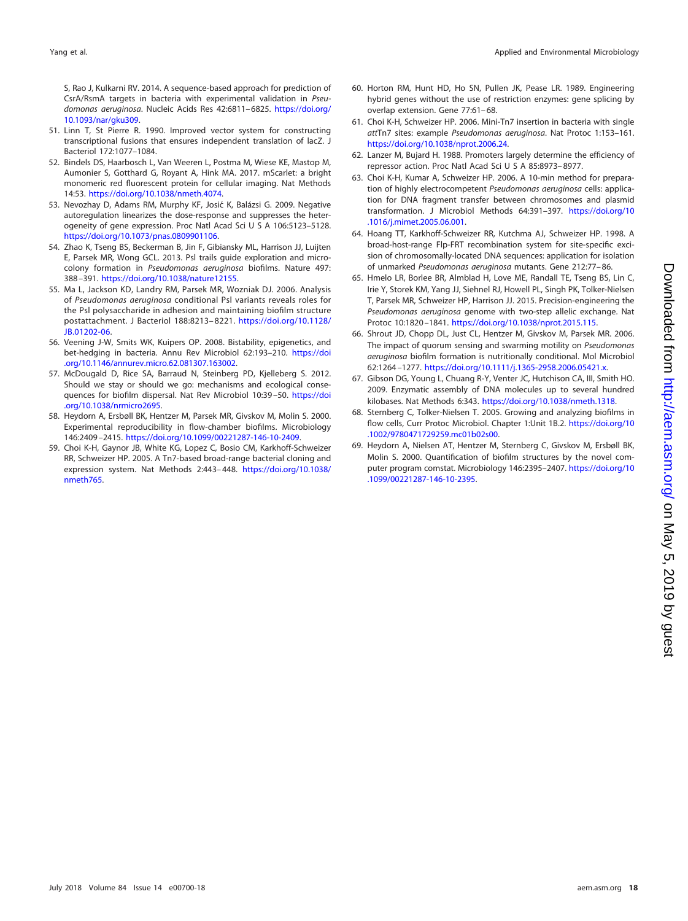S, Rao J, Kulkarni RV. 2014. A sequence-based approach for prediction of CsrA/RsmA targets in bacteria with experimental validation in *Pseudomonas aeruginosa*. Nucleic Acids Res 42:6811–6825. https://doi.org/10.1093/nar/gku309.

51. Linn T, St Pierre R. 1990. Improved vector system for constructing transcriptional fusions that ensures independent translation of lacZ. J Bacteriol 172:1077–1084.
52. Bindels DS, Haarbosch L, Van Weeren L, Postma M, Wiese KE, Mastop M, Aumonier S, Gotthard G, Royant A, Hink MA. 2017. mScarlet: a bright monomeric red fluorescent protein for cellular imaging. Nat Methods 14:53. https://doi.org/10.1038/nmeth.4074.
53. Nevozhay D, Adams RM, Murphy KF, Josić K, Balázsi G. 2009. Negative autoregulation linearizes the dose-response and suppresses the heterogeneity of gene expression. Proc Natl Acad Sci U S A 106:5123–5128. https://doi.org/10.1073/pnas.0809901106.
54. Zhao K, Tseng BS, Beckerman B, Jin F, Gibiansky ML, Harrison JJ, Luijten E, Parsek MR, Wong GCL. 2013. Psl trails guide exploration and microcolony formation in *Pseudomonas aeruginosa* biofilms. Nature 497: 388–391. https://doi.org/10.1038/nature12155.
55. Ma L, Jackson KD, Landry RM, Parsek MR, Wozniak DJ. 2006. Analysis of *Pseudomonas aeruginosa* conditional Psl variants reveals roles for the Psl polysaccharide in adhesion and maintaining biofilm structure postattachment. J Bacteriol 188:8213–8221. https://doi.org/10.1128/JB.01202-06.
56. Veening J-W, Smits WK, Kuipers OP. 2008. Bistability, epigenetics, and bet-hedging in bacteria. Annu Rev Microbiol 62:193–210. https://doi.org/10.1146/annurev.micro.62.081307.163002.
57. McDougald D, Rice SA, Barraud N, Steinberg PD, Kjelleberg S. 2012. Should we stay or should we go: mechanisms and ecological consequences for biofilm dispersal. Nat Rev Microbiol 10:39–50. https://doi.org/10.1038/nrmicro2695.
58. Heydorn A, Ersbøll BK, Hentzer M, Parsek MR, Givskov M, Molin S. 2000. Experimental reproducibility in flow-chamber biofilms. Microbiology 146:2409–2415. https://doi.org/10.1099/00221287-146-10-2409.
59. Choi K-H, Gaynor JB, White KG, Lopez C, Bosio CM, Karkhoff-Schweizer RR, Schweizer HP. 2005. A Tn7-based broad-range bacterial cloning and expression system. Nat Methods 2:443–448. https://doi.org/10.1038/nmeth765.
60. Horton RM, Hunt HD, Ho SN, Pullen JK, Pease LR. 1989. Engineering hybrid genes without the use of restriction enzymes: gene splicing by overlap extension. Gene 77:61–68.
61. Choi K-H, Schweizer HP. 2006. Mini-Tn7 insertion in bacteria with single *att*Tn7 sites: example *Pseudomonas aeruginosa*. Nat Protoc 1:153–161. https://doi.org/10.1038/nprot.2006.24.
62. Lanzer M, Bujard H. 1988. Promoters largely determine the efficiency of repressor action. Proc Natl Acad Sci U S A 85:8973–8977.
63. Choi K-H, Kumar A, Schweizer HP. 2006. A 10-min method for preparation of highly electrocompetent *Pseudomonas aeruginosa* cells: application for DNA fragment transfer between chromosomes and plasmid transformation. J Microbiol Methods 64:391–397. https://doi.org/10.1016/j.mimet.2005.06.001.
64. Hoang TT, Karkhoff-Schweizer RR, Kutchma AJ, Schweizer HP. 1998. A broad-host-range Flp-FRT recombination system for site-specific excision of chromosomally-located DNA sequences: application for isolation of unmarked *Pseudomonas aeruginosa* mutants. Gene 212:77–86.
65. Hmelo LR, Borlee BR, Almblad H, Love ME, Randall TE, Tseng BS, Lin C, Irie Y, Storek KM, Yang JJ, Siehnel RJ, Howell PL, Singh PK, Tolker-Nielsen T, Parsek MR, Schweizer HP, Harrison JJ. 2015. Precision-engineering the *Pseudomonas aeruginosa* genome with two-step allelic exchange. Nat Protoc 10:1820–1841. https://doi.org/10.1038/nprot.2015.115.
66. Shrout JD, Chopp DL, Just CL, Hentzer M, Givskov M, Parsek MR. 2006. The impact of quorum sensing and swarming motility on *Pseudomonas aeruginosa* biofilm formation is nutritionally conditional. Mol Microbiol 62:1264–1277. https://doi.org/10.1111/j.1365-2958.2006.05421.x.
67. Gibson DG, Young L, Chuang R-Y, Venter JC, Hutchison CA, III, Smith HO. 2009. Enzymatic assembly of DNA molecules up to several hundred kilobases. Nat Methods 6:343. https://doi.org/10.1038/nmeth.1318.
68. Sternberg C, Tolker-Nielsen T. 2005. Growing and analyzing biofilms in flow cells, Curr Protoc Microbiol. Chapter 1:Unit 1B.2. https://doi.org/10.1002/9780471729259.mc01b02s00.
69. Heydorn A, Nielsen AT, Hentzer M, Sternberg C, Givskov M, Ersbøll BK, Molin S. 2000. Quantification of biofilm structures by the novel computer program comstat. Microbiology 146:2395–2407. https://doi.org/10.1099/00221287-146-10-2395.